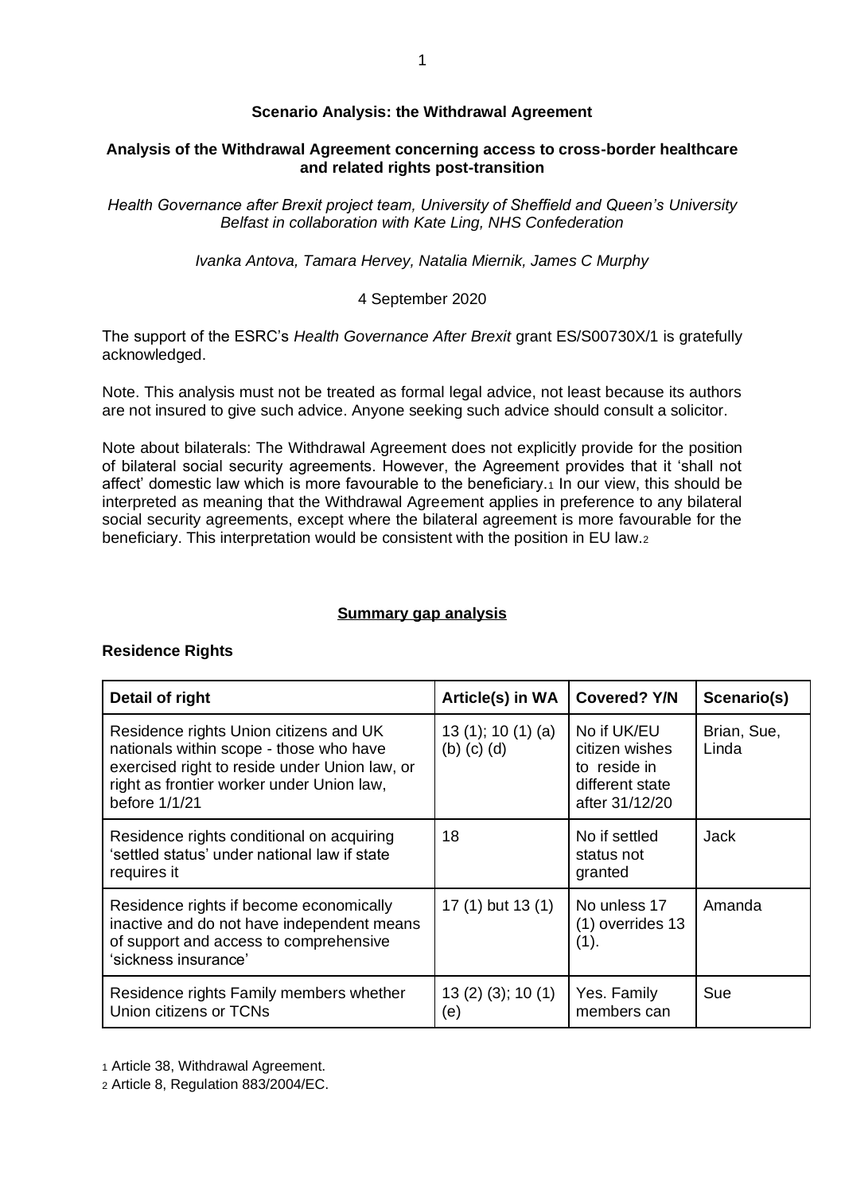**Scenario Analysis: the Withdrawal Agreement**

**Analysis of the Withdrawal Agreement concerning access to cross-border healthcare and related rights post-transition**

*Health Governance after Brexit project team, University of Sheffield and Queen's University Belfast in collaboration with Kate Ling, NHS Confederation*

*Ivanka Antova, Tamara Hervey, Natalia Miernik, James C Murphy*

4 September 2020

The support of the ESRC's *Health Governance After Brexit* grant ES/S00730X/1 is gratefully acknowledged.

Note. This analysis must not be treated as formal legal advice, not least because its authors are not insured to give such advice. Anyone seeking such advice should consult a solicitor.

Note about bilaterals: The Withdrawal Agreement does not explicitly provide for the position of bilateral social security agreements. However, the Agreement provides that it 'shall not affect' domestic law which is more favourable to the beneficiary.[1] In our view, this should be interpreted as meaning that the Withdrawal Agreement applies in preference to any bilateral social security agreements, except where the bilateral agreement is more favourable for the beneficiary. This interpretation would be consistent with the position in EU law.[2]

**Summary gap analysis**

**Residence Rights**

| Detail of right | Article(s) in WA | Covered? Y/N | Scenario(s) |
|---|---|---|---|
| Residence rights Union citizens and UK nationals within scope - those who have exercised right to reside under Union law, or right as frontier worker under Union law, before 1/1/21 | 13 (1); 10 (1) (a) (b) (c) (d) | No if UK/EU citizen wishes to reside in different state after 31/12/20 | Brian, Sue, Linda |
| Residence rights conditional on acquiring 'settled status' under national law if state requires it | 18 | No if settled status not granted | Jack |
| Residence rights if become economically inactive and do not have independent means of support and access to comprehensive 'sickness insurance' | 17 (1) but 13 (1) | No unless 17 (1) overrides 13 (1). | Amanda |
| Residence rights Family members whether Union citizens or TCNs | 13 (2) (3); 10 (1) (e) | Yes. Family members can | Sue |

[1] Article 38, Withdrawal Agreement.

[2] Article 8, Regulation 883/2004/EC.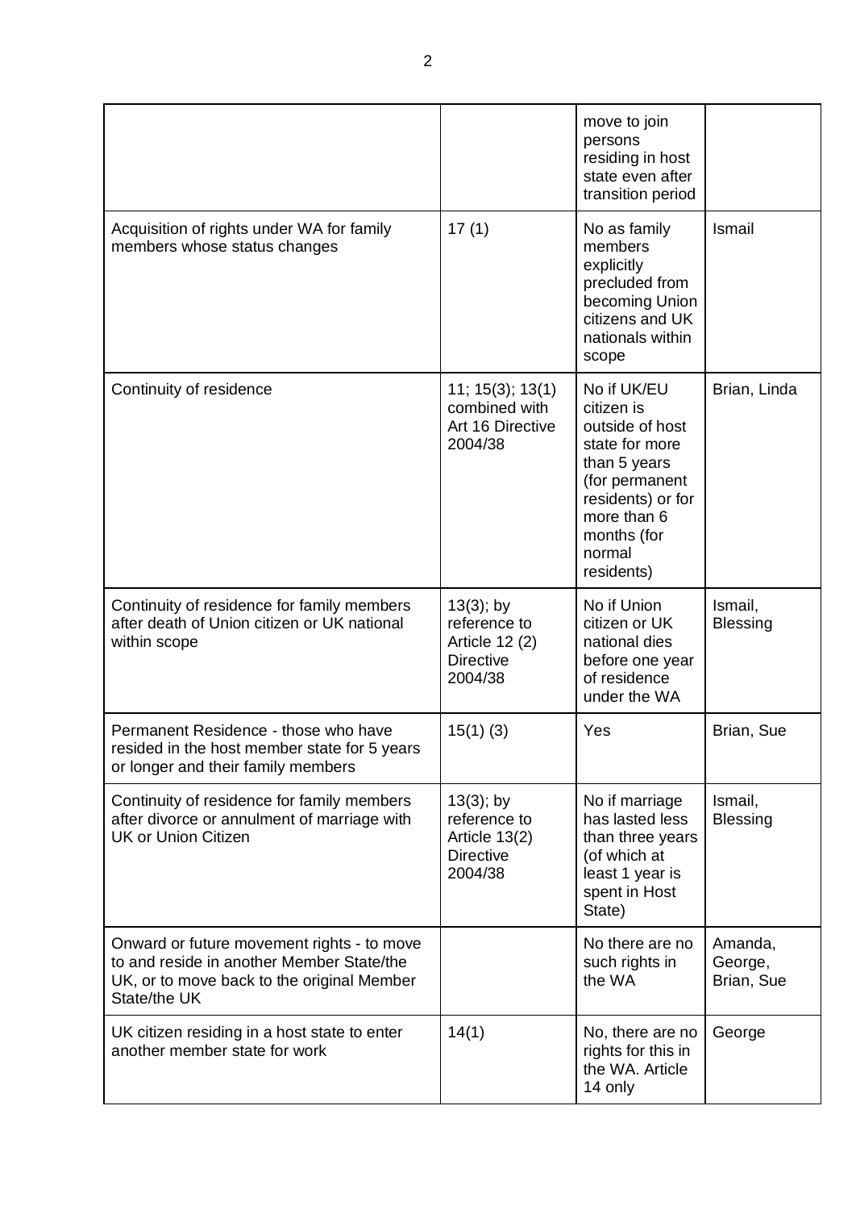| | | | |
|---|---|---|---|
| | | move to join persons residing in host state even after transition period | |
| Acquisition of rights under WA for family members whose status changes | 17 (1) | No as family members explicitly precluded from becoming Union citizens and UK nationals within scope | Ismail |
| Continuity of residence | 11; 15(3); 13(1) combined with Art 16 Directive 2004/38 | No if UK/EU citizen is outside of host state for more than 5 years (for permanent residents) or for more than 6 months (for normal residents) | Brian, Linda |
| Continuity of residence for family members after death of Union citizen or UK national within scope | 13(3); by reference to Article 12 (2) Directive 2004/38 | No if Union citizen or UK national dies before one year of residence under the WA | Ismail, Blessing |
| Permanent Residence - those who have resided in the host member state for 5 years or longer and their family members | 15(1) (3) | Yes | Brian, Sue |
| Continuity of residence for family members after divorce or annulment of marriage with UK or Union Citizen | 13(3); by reference to Article 13(2) Directive 2004/38 | No if marriage has lasted less than three years (of which at least 1 year is spent in Host State) | Ismail, Blessing |
| Onward or future movement rights - to move to and reside in another Member State/the UK, or to move back to the original Member State/the UK | | No there are no such rights in the WA | Amanda, George, Brian, Sue |
| UK citizen residing in a host state to enter another member state for work | 14(1) | No, there are no rights for this in the WA. Article 14 only | George |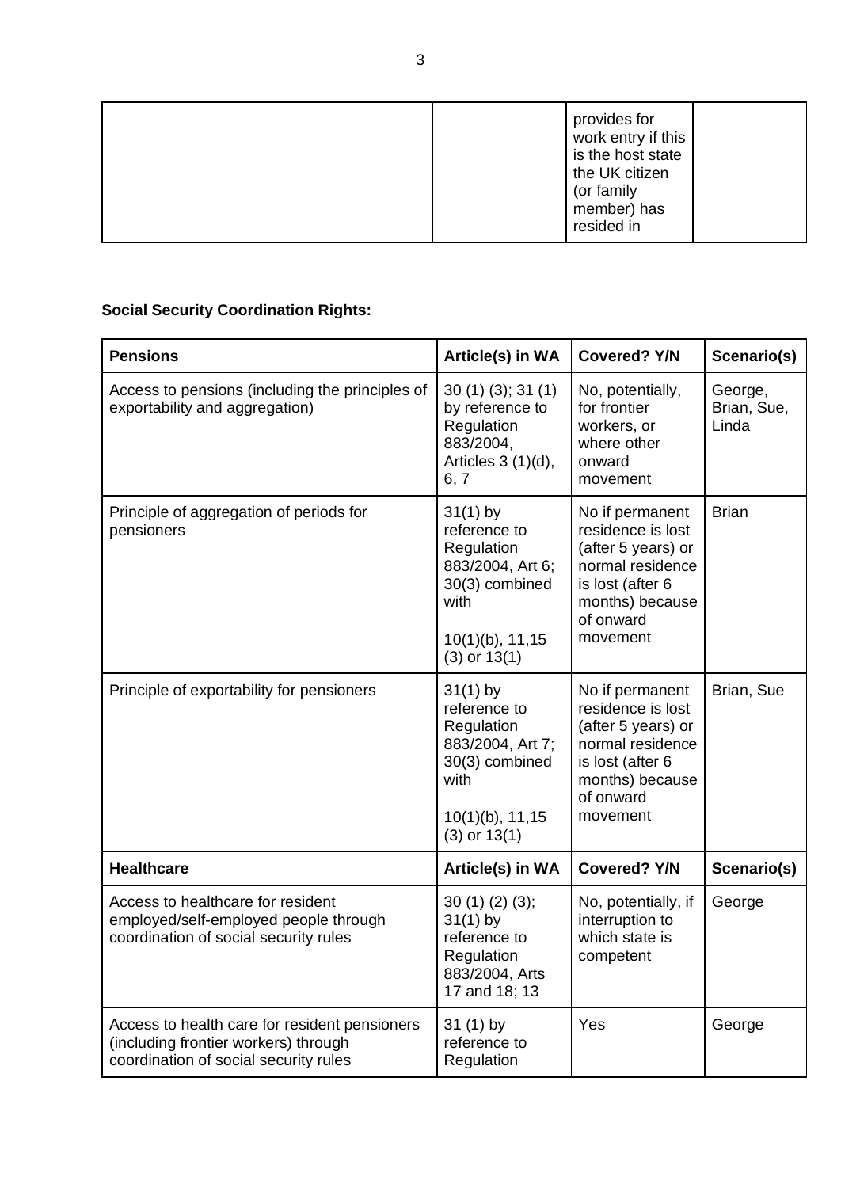| | | provides for work entry if this is the host state the UK citizen (or family member) has resided in | |
|---|---|---|---|

**Social Security Coordination Rights:**

| Pensions | Article(s) in WA | Covered? Y/N | Scenario(s) |
|---|---|---|---|
| Access to pensions (including the principles of exportability and aggregation) | 30 (1) (3); 31 (1) by reference to Regulation 883/2004, Articles 3 (1)(d), 6, 7 | No, potentially, for frontier workers, or where other onward movement | George, Brian, Sue, Linda |
| Principle of aggregation of periods for pensioners | 31(1) by reference to Regulation 883/2004, Art 6; 30(3) combined with 10(1)(b), 11,15 (3) or 13(1) | No if permanent residence is lost (after 5 years) or normal residence is lost (after 6 months) because of onward movement | Brian |
| Principle of exportability for pensioners | 31(1) by reference to Regulation 883/2004, Art 7; 30(3) combined with 10(1)(b), 11,15 (3) or 13(1) | No if permanent residence is lost (after 5 years) or normal residence is lost (after 6 months) because of onward movement | Brian, Sue |
| **Healthcare** | **Article(s) in WA** | **Covered? Y/N** | **Scenario(s)** |
| Access to healthcare for resident employed/self-employed people through coordination of social security rules | 30 (1) (2) (3); 31(1) by reference to Regulation 883/2004, Arts 17 and 18; 13 | No, potentially, if interruption to which state is competent | George |
| Access to health care for resident pensioners (including frontier workers) through coordination of social security rules | 31 (1) by reference to Regulation | Yes | George |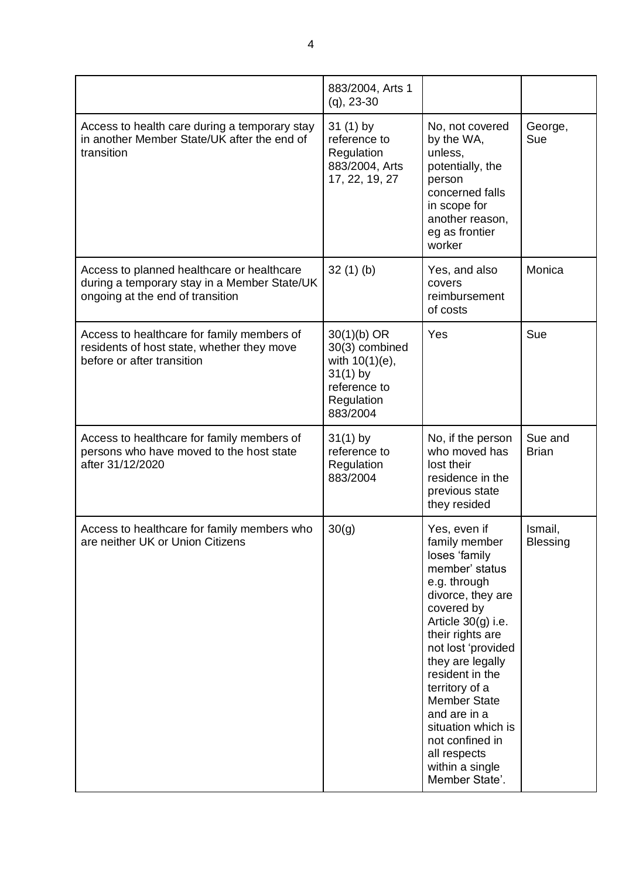| | | | |
|---|---|---|---|
| | 883/2004, Arts 1 (q), 23-30 | | |
| Access to health care during a temporary stay in another Member State/UK after the end of transition | 31 (1) by reference to Regulation 883/2004, Arts 17, 22, 19, 27 | No, not covered by the WA, unless, potentially, the person concerned falls in scope for another reason, eg as frontier worker | George, Sue |
| Access to planned healthcare or healthcare during a temporary stay in a Member State/UK ongoing at the end of transition | 32 (1) (b) | Yes, and also covers reimbursement of costs | Monica |
| Access to healthcare for family members of residents of host state, whether they move before or after transition | 30(1)(b) OR 30(3) combined with 10(1)(e), 31(1) by reference to Regulation 883/2004 | Yes | Sue |
| Access to healthcare for family members of persons who have moved to the host state after 31/12/2020 | 31(1) by reference to Regulation 883/2004 | No, if the person who moved has lost their residence in the previous state they resided | Sue and Brian |
| Access to healthcare for family members who are neither UK or Union Citizens | 30(g) | Yes, even if family member loses 'family member' status e.g. through divorce, they are covered by Article 30(g) i.e. their rights are not lost 'provided they are legally resident in the territory of a Member State and are in a situation which is not confined in all respects within a single Member State'. | Ismail, Blessing |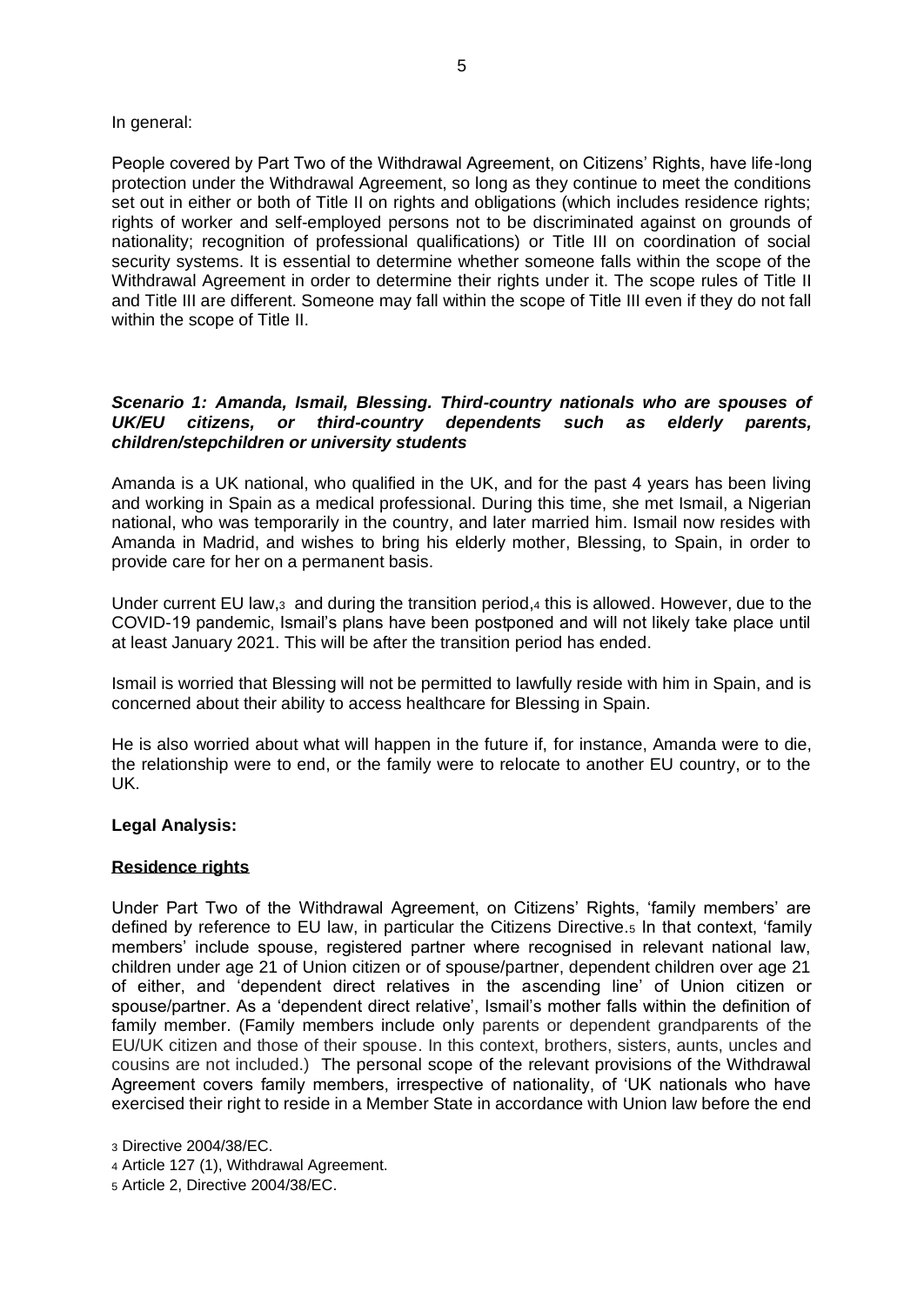In general:

People covered by Part Two of the Withdrawal Agreement, on Citizens' Rights, have life-long protection under the Withdrawal Agreement, so long as they continue to meet the conditions set out in either or both of Title II on rights and obligations (which includes residence rights; rights of worker and self-employed persons not to be discriminated against on grounds of nationality; recognition of professional qualifications) or Title III on coordination of social security systems. It is essential to determine whether someone falls within the scope of the Withdrawal Agreement in order to determine their rights under it. The scope rules of Title II and Title III are different. Someone may fall within the scope of Title III even if they do not fall within the scope of Title II.

***Scenario 1: Amanda, Ismail, Blessing. Third-country nationals who are spouses of UK/EU citizens, or third-country dependents such as elderly parents, children/stepchildren or university students***

Amanda is a UK national, who qualified in the UK, and for the past 4 years has been living and working in Spain as a medical professional. During this time, she met Ismail, a Nigerian national, who was temporarily in the country, and later married him. Ismail now resides with Amanda in Madrid, and wishes to bring his elderly mother, Blessing, to Spain, in order to provide care for her on a permanent basis.

Under current EU law,[3] and during the transition period,[4] this is allowed. However, due to the COVID-19 pandemic, Ismail's plans have been postponed and will not likely take place until at least January 2021. This will be after the transition period has ended.

Ismail is worried that Blessing will not be permitted to lawfully reside with him in Spain, and is concerned about their ability to access healthcare for Blessing in Spain.

He is also worried about what will happen in the future if, for instance, Amanda were to die, the relationship were to end, or the family were to relocate to another EU country, or to the UK.

**Legal Analysis:**

**Residence rights**

Under Part Two of the Withdrawal Agreement, on Citizens' Rights, 'family members' are defined by reference to EU law, in particular the Citizens Directive.[5] In that context, 'family members' include spouse, registered partner where recognised in relevant national law, children under age 21 of Union citizen or of spouse/partner, dependent children over age 21 of either, and 'dependent direct relatives in the ascending line' of Union citizen or spouse/partner. As a 'dependent direct relative', Ismail's mother falls within the definition of family member. (Family members include only parents or dependent grandparents of the EU/UK citizen and those of their spouse. In this context, brothers, sisters, aunts, uncles and cousins are not included.) The personal scope of the relevant provisions of the Withdrawal Agreement covers family members, irrespective of nationality, of 'UK nationals who have exercised their right to reside in a Member State in accordance with Union law before the end

[3] Directive 2004/38/EC.

[4] Article 127 (1), Withdrawal Agreement.

[5] Article 2, Directive 2004/38/EC.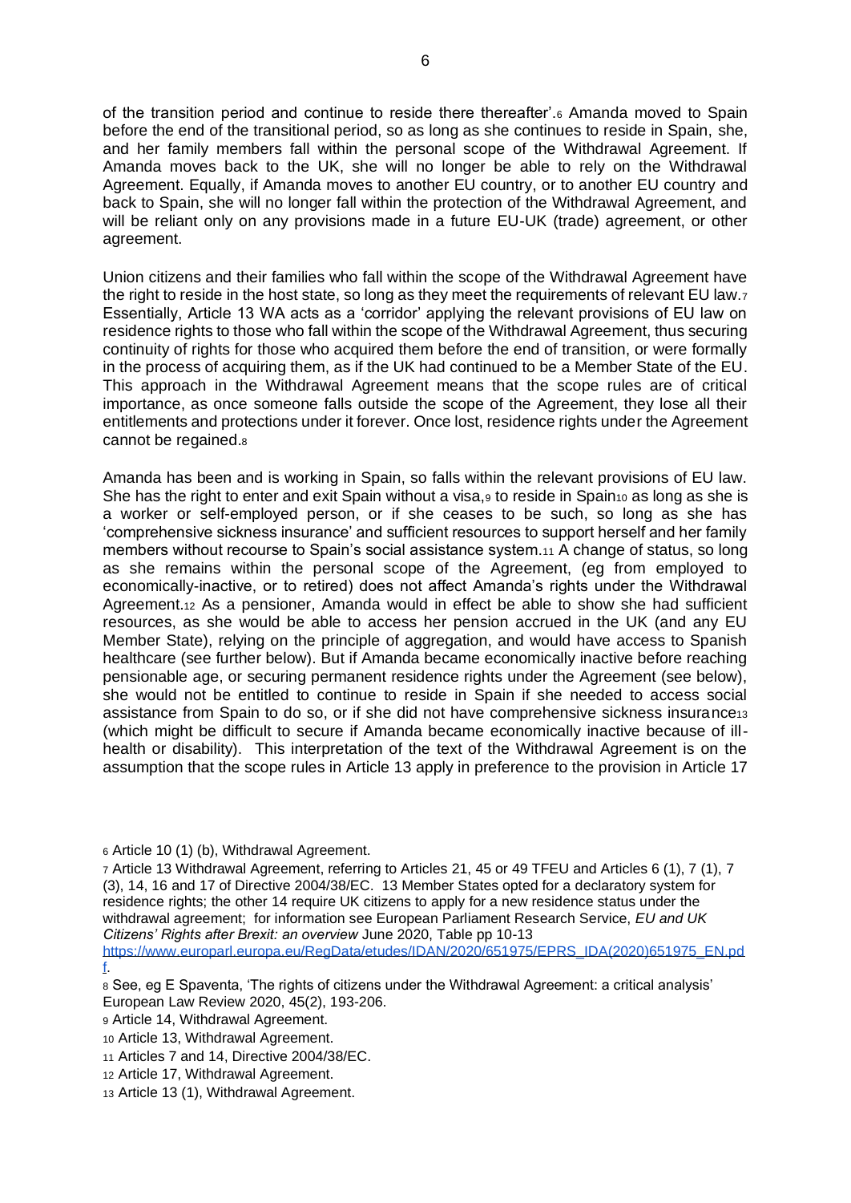of the transition period and continue to reside there thereafter'.[6] Amanda moved to Spain before the end of the transitional period, so as long as she continues to reside in Spain, she, and her family members fall within the personal scope of the Withdrawal Agreement. If Amanda moves back to the UK, she will no longer be able to rely on the Withdrawal Agreement. Equally, if Amanda moves to another EU country, or to another EU country and back to Spain, she will no longer fall within the protection of the Withdrawal Agreement, and will be reliant only on any provisions made in a future EU-UK (trade) agreement, or other agreement.

Union citizens and their families who fall within the scope of the Withdrawal Agreement have the right to reside in the host state, so long as they meet the requirements of relevant EU law.[7] Essentially, Article 13 WA acts as a 'corridor' applying the relevant provisions of EU law on residence rights to those who fall within the scope of the Withdrawal Agreement, thus securing continuity of rights for those who acquired them before the end of transition, or were formally in the process of acquiring them, as if the UK had continued to be a Member State of the EU. This approach in the Withdrawal Agreement means that the scope rules are of critical importance, as once someone falls outside the scope of the Agreement, they lose all their entitlements and protections under it forever. Once lost, residence rights under the Agreement cannot be regained.[8]

Amanda has been and is working in Spain, so falls within the relevant provisions of EU law. She has the right to enter and exit Spain without a visa,[9] to reside in Spain[10] as long as she is a worker or self-employed person, or if she ceases to be such, so long as she has 'comprehensive sickness insurance' and sufficient resources to support herself and her family members without recourse to Spain's social assistance system.[11] A change of status, so long as she remains within the personal scope of the Agreement, (eg from employed to economically-inactive, or to retired) does not affect Amanda's rights under the Withdrawal Agreement.[12] As a pensioner, Amanda would in effect be able to show she had sufficient resources, as she would be able to access her pension accrued in the UK (and any EU Member State), relying on the principle of aggregation, and would have access to Spanish healthcare (see further below). But if Amanda became economically inactive before reaching pensionable age, or securing permanent residence rights under the Agreement (see below), she would not be entitled to continue to reside in Spain if she needed to access social assistance from Spain to do so, or if she did not have comprehensive sickness insurance[13] (which might be difficult to secure if Amanda became economically inactive because of ill-health or disability). This interpretation of the text of the Withdrawal Agreement is on the assumption that the scope rules in Article 13 apply in preference to the provision in Article 17

---

[6] Article 10 (1) (b), Withdrawal Agreement.

[7] Article 13 Withdrawal Agreement, referring to Articles 21, 45 or 49 TFEU and Articles 6 (1), 7 (1), 7 (3), 14, 16 and 17 of Directive 2004/38/EC. 13 Member States opted for a declaratory system for residence rights; the other 14 require UK citizens to apply for a new residence status under the withdrawal agreement; for information see European Parliament Research Service, *EU and UK Citizens' Rights after Brexit: an overview* June 2020, Table pp 10-13 https://www.europarl.europa.eu/RegData/etudes/IDAN/2020/651975/EPRS_IDA(2020)651975_EN.pdf.

[8] See, eg E Spaventa, 'The rights of citizens under the Withdrawal Agreement: a critical analysis' European Law Review 2020, 45(2), 193-206.

[9] Article 14, Withdrawal Agreement.

[10] Article 13, Withdrawal Agreement.

[11] Articles 7 and 14, Directive 2004/38/EC.

[12] Article 17, Withdrawal Agreement.

[13] Article 13 (1), Withdrawal Agreement.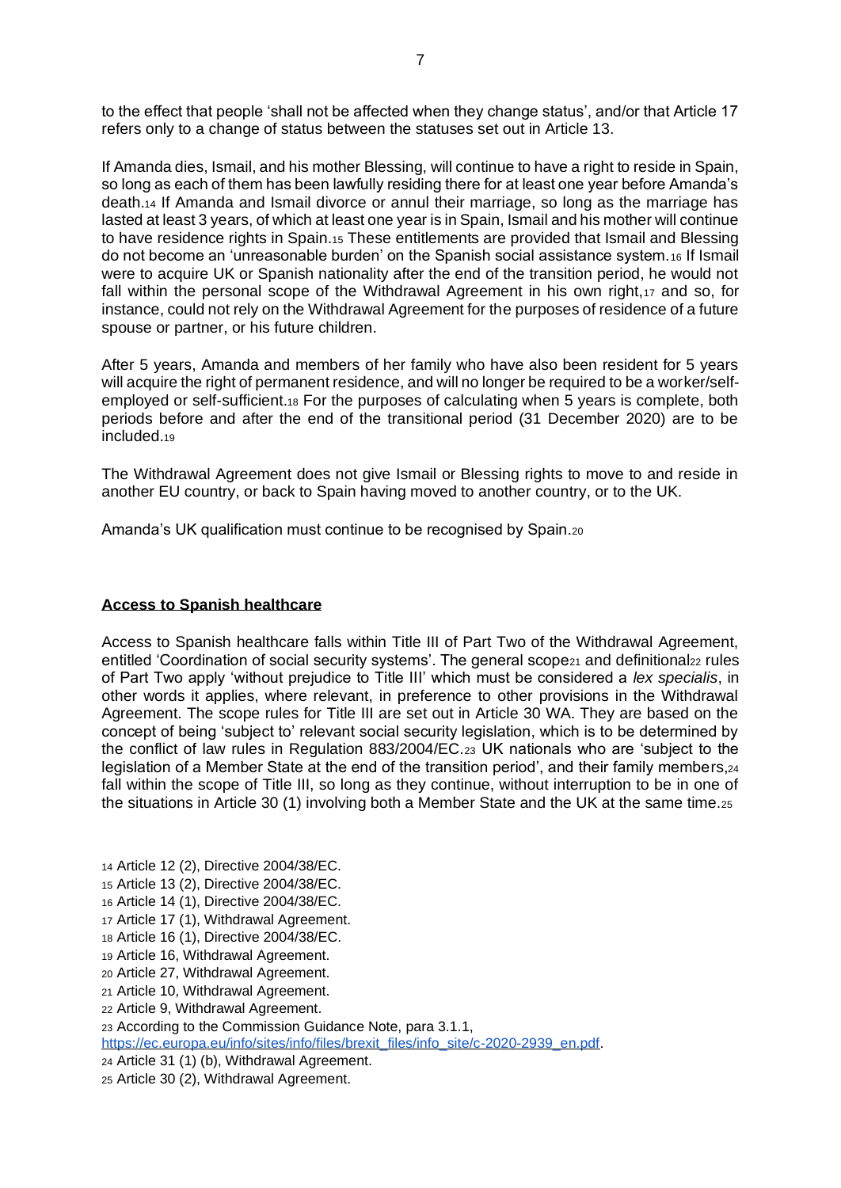to the effect that people 'shall not be affected when they change status', and/or that Article 17 refers only to a change of status between the statuses set out in Article 13.

If Amanda dies, Ismail, and his mother Blessing, will continue to have a right to reside in Spain, so long as each of them has been lawfully residing there for at least one year before Amanda's death.[14] If Amanda and Ismail divorce or annul their marriage, so long as the marriage has lasted at least 3 years, of which at least one year is in Spain, Ismail and his mother will continue to have residence rights in Spain.[15] These entitlements are provided that Ismail and Blessing do not become an 'unreasonable burden' on the Spanish social assistance system.[16] If Ismail were to acquire UK or Spanish nationality after the end of the transition period, he would not fall within the personal scope of the Withdrawal Agreement in his own right,[17] and so, for instance, could not rely on the Withdrawal Agreement for the purposes of residence of a future spouse or partner, or his future children.

After 5 years, Amanda and members of her family who have also been resident for 5 years will acquire the right of permanent residence, and will no longer be required to be a worker/self-employed or self-sufficient.[18] For the purposes of calculating when 5 years is complete, both periods before and after the end of the transitional period (31 December 2020) are to be included.[19]

The Withdrawal Agreement does not give Ismail or Blessing rights to move to and reside in another EU country, or back to Spain having moved to another country, or to the UK.

Amanda's UK qualification must continue to be recognised by Spain.[20]

## Access to Spanish healthcare

Access to Spanish healthcare falls within Title III of Part Two of the Withdrawal Agreement, entitled 'Coordination of social security systems'. The general scope[21] and definitional[22] rules of Part Two apply 'without prejudice to Title III' which must be considered a *lex specialis*, in other words it applies, where relevant, in preference to other provisions in the Withdrawal Agreement. The scope rules for Title III are set out in Article 30 WA. They are based on the concept of being 'subject to' relevant social security legislation, which is to be determined by the conflict of law rules in Regulation 883/2004/EC.[23] UK nationals who are 'subject to the legislation of a Member State at the end of the transition period', and their family members,[24] fall within the scope of Title III, so long as they continue, without interruption to be in one of the situations in Article 30 (1) involving both a Member State and the UK at the same time.[25]

[14] Article 12 (2), Directive 2004/38/EC.
[15] Article 13 (2), Directive 2004/38/EC.
[16] Article 14 (1), Directive 2004/38/EC.
[17] Article 17 (1), Withdrawal Agreement.
[18] Article 16 (1), Directive 2004/38/EC.
[19] Article 16, Withdrawal Agreement.
[20] Article 27, Withdrawal Agreement.
[21] Article 10, Withdrawal Agreement.
[22] Article 9, Withdrawal Agreement.
[23] According to the Commission Guidance Note, para 3.1.1, https://ec.europa.eu/info/sites/info/files/brexit_files/info_site/c-2020-2939_en.pdf.
[24] Article 31 (1) (b), Withdrawal Agreement.
[25] Article 30 (2), Withdrawal Agreement.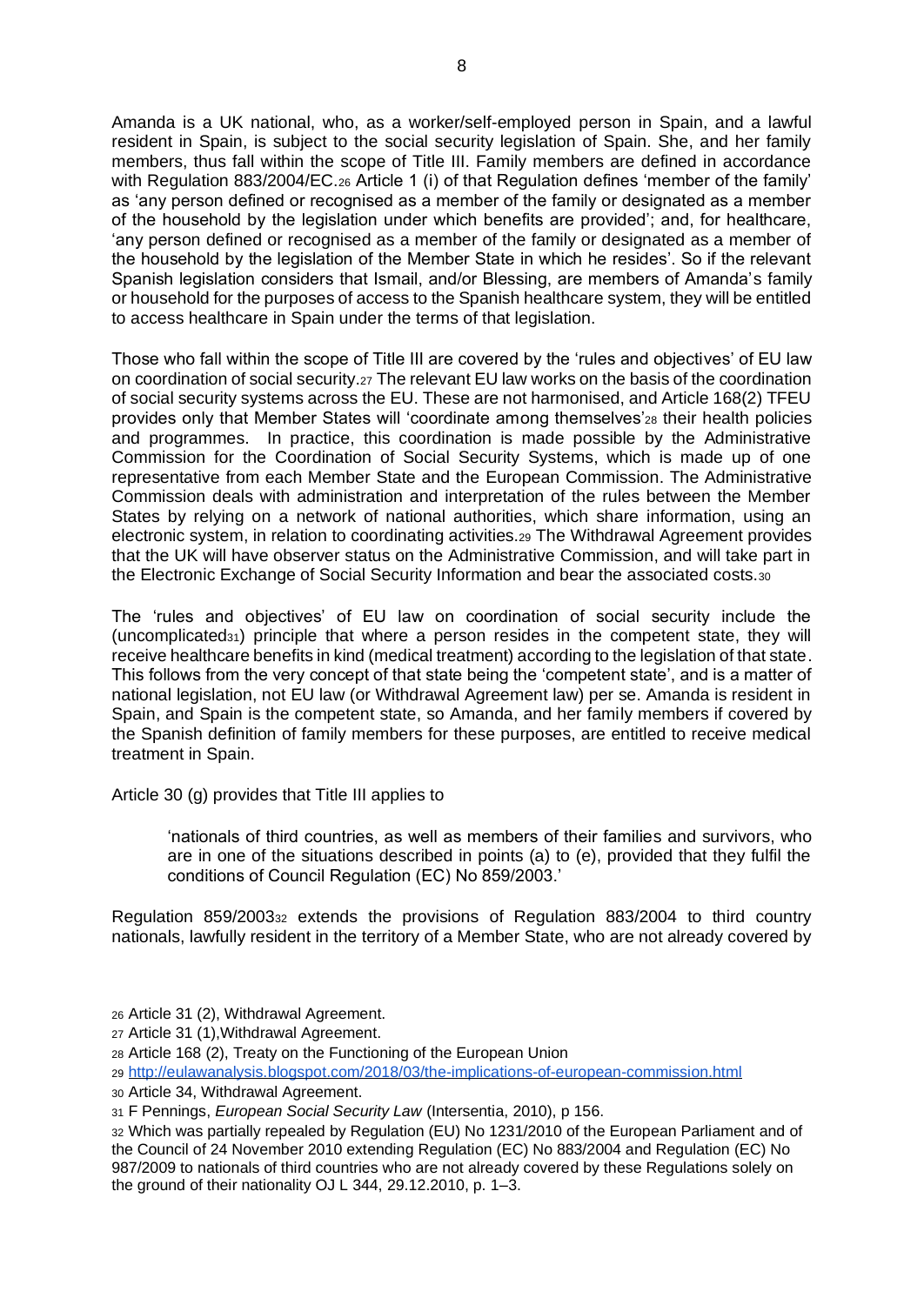Amanda is a UK national, who, as a worker/self-employed person in Spain, and a lawful resident in Spain, is subject to the social security legislation of Spain. She, and her family members, thus fall within the scope of Title III. Family members are defined in accordance with Regulation 883/2004/EC.[26] Article 1 (i) of that Regulation defines 'member of the family' as 'any person defined or recognised as a member of the family or designated as a member of the household by the legislation under which benefits are provided'; and, for healthcare, 'any person defined or recognised as a member of the family or designated as a member of the household by the legislation of the Member State in which he resides'. So if the relevant Spanish legislation considers that Ismail, and/or Blessing, are members of Amanda's family or household for the purposes of access to the Spanish healthcare system, they will be entitled to access healthcare in Spain under the terms of that legislation.

Those who fall within the scope of Title III are covered by the 'rules and objectives' of EU law on coordination of social security.[27] The relevant EU law works on the basis of the coordination of social security systems across the EU. These are not harmonised, and Article 168(2) TFEU provides only that Member States will 'coordinate among themselves'[28] their health policies and programmes. In practice, this coordination is made possible by the Administrative Commission for the Coordination of Social Security Systems, which is made up of one representative from each Member State and the European Commission. The Administrative Commission deals with administration and interpretation of the rules between the Member States by relying on a network of national authorities, which share information, using an electronic system, in relation to coordinating activities.[29] The Withdrawal Agreement provides that the UK will have observer status on the Administrative Commission, and will take part in the Electronic Exchange of Social Security Information and bear the associated costs.[30]

The 'rules and objectives' of EU law on coordination of social security include the (uncomplicated[31]) principle that where a person resides in the competent state, they will receive healthcare benefits in kind (medical treatment) according to the legislation of that state. This follows from the very concept of that state being the 'competent state', and is a matter of national legislation, not EU law (or Withdrawal Agreement law) per se. Amanda is resident in Spain, and Spain is the competent state, so Amanda, and her family members if covered by the Spanish definition of family members for these purposes, are entitled to receive medical treatment in Spain.

Article 30 (g) provides that Title III applies to

> 'nationals of third countries, as well as members of their families and survivors, who are in one of the situations described in points (a) to (e), provided that they fulfil the conditions of Council Regulation (EC) No 859/2003.'

Regulation 859/2003[32] extends the provisions of Regulation 883/2004 to third country nationals, lawfully resident in the territory of a Member State, who are not already covered by

---

[26] Article 31 (2), Withdrawal Agreement.

[27] Article 31 (1),Withdrawal Agreement.

[28] Article 168 (2), Treaty on the Functioning of the European Union

[29] http://eulawanalysis.blogspot.com/2018/03/the-implications-of-european-commission.html

[30] Article 34, Withdrawal Agreement.

[31] F Pennings, *European Social Security Law* (Intersentia, 2010), p 156.

[32] Which was partially repealed by Regulation (EU) No 1231/2010 of the European Parliament and of the Council of 24 November 2010 extending Regulation (EC) No 883/2004 and Regulation (EC) No 987/2009 to nationals of third countries who are not already covered by these Regulations solely on the ground of their nationality OJ L 344, 29.12.2010, p. 1–3.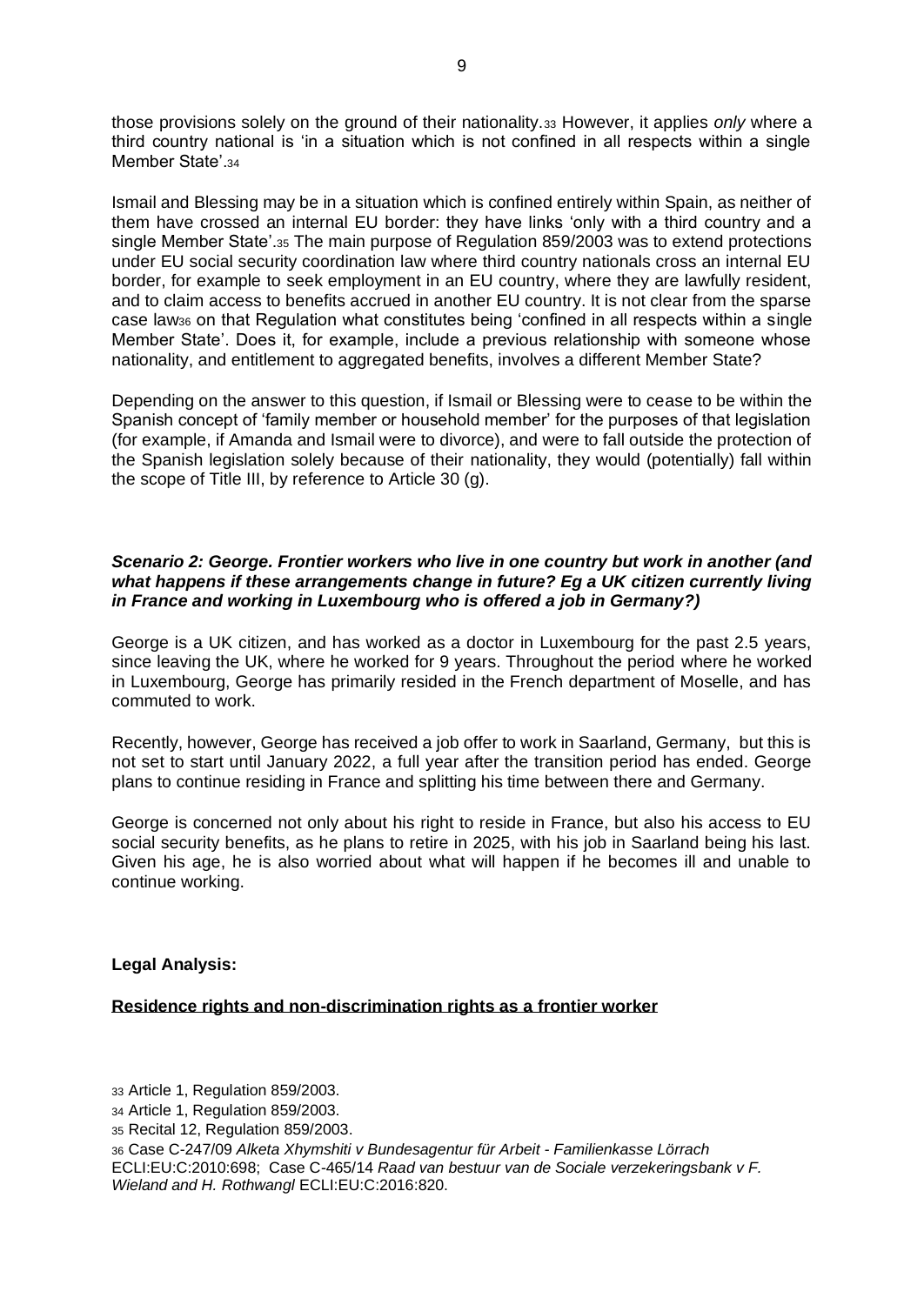those provisions solely on the ground of their nationality.[33] However, it applies *only* where a third country national is 'in a situation which is not confined in all respects within a single Member State'.[34]

Ismail and Blessing may be in a situation which is confined entirely within Spain, as neither of them have crossed an internal EU border: they have links 'only with a third country and a single Member State'.[35] The main purpose of Regulation 859/2003 was to extend protections under EU social security coordination law where third country nationals cross an internal EU border, for example to seek employment in an EU country, where they are lawfully resident, and to claim access to benefits accrued in another EU country. It is not clear from the sparse case law[36] on that Regulation what constitutes being 'confined in all respects within a single Member State'. Does it, for example, include a previous relationship with someone whose nationality, and entitlement to aggregated benefits, involves a different Member State?

Depending on the answer to this question, if Ismail or Blessing were to cease to be within the Spanish concept of 'family member or household member' for the purposes of that legislation (for example, if Amanda and Ismail were to divorce), and were to fall outside the protection of the Spanish legislation solely because of their nationality, they would (potentially) fall within the scope of Title III, by reference to Article 30 (g).

***Scenario 2: George. Frontier workers who live in one country but work in another (and what happens if these arrangements change in future? Eg a UK citizen currently living in France and working in Luxembourg who is offered a job in Germany?)***

George is a UK citizen, and has worked as a doctor in Luxembourg for the past 2.5 years, since leaving the UK, where he worked for 9 years. Throughout the period where he worked in Luxembourg, George has primarily resided in the French department of Moselle, and has commuted to work.

Recently, however, George has received a job offer to work in Saarland, Germany, but this is not set to start until January 2022, a full year after the transition period has ended. George plans to continue residing in France and splitting his time between there and Germany.

George is concerned not only about his right to reside in France, but also his access to EU social security benefits, as he plans to retire in 2025, with his job in Saarland being his last. Given his age, he is also worried about what will happen if he becomes ill and unable to continue working.

**Legal Analysis:**

**Residence rights and non-discrimination rights as a frontier worker**

[33] Article 1, Regulation 859/2003.

[34] Article 1, Regulation 859/2003.

[35] Recital 12, Regulation 859/2003.

[36] Case C-247/09 *Alketa Xhymshiti v Bundesagentur für Arbeit - Familienkasse Lörrach* ECLI:EU:C:2010:698; Case C-465/14 *Raad van bestuur van de Sociale verzekeringsbank v F. Wieland and H. Rothwangl* ECLI:EU:C:2016:820.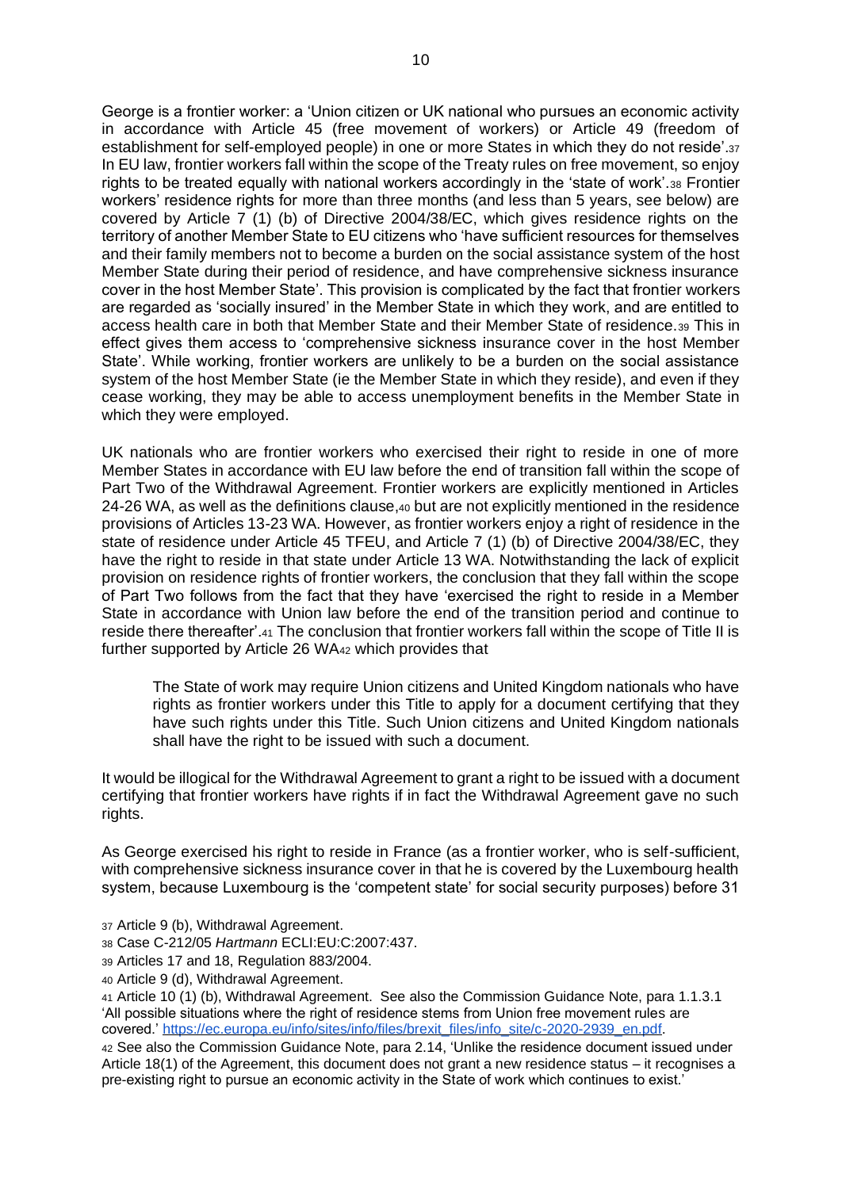George is a frontier worker: a 'Union citizen or UK national who pursues an economic activity in accordance with Article 45 (free movement of workers) or Article 49 (freedom of establishment for self-employed people) in one or more States in which they do not reside'.[37] In EU law, frontier workers fall within the scope of the Treaty rules on free movement, so enjoy rights to be treated equally with national workers accordingly in the 'state of work'.[38] Frontier workers' residence rights for more than three months (and less than 5 years, see below) are covered by Article 7 (1) (b) of Directive 2004/38/EC, which gives residence rights on the territory of another Member State to EU citizens who 'have sufficient resources for themselves and their family members not to become a burden on the social assistance system of the host Member State during their period of residence, and have comprehensive sickness insurance cover in the host Member State'. This provision is complicated by the fact that frontier workers are regarded as 'socially insured' in the Member State in which they work, and are entitled to access health care in both that Member State and their Member State of residence.[39] This in effect gives them access to 'comprehensive sickness insurance cover in the host Member State'. While working, frontier workers are unlikely to be a burden on the social assistance system of the host Member State (ie the Member State in which they reside), and even if they cease working, they may be able to access unemployment benefits in the Member State in which they were employed.

UK nationals who are frontier workers who exercised their right to reside in one of more Member States in accordance with EU law before the end of transition fall within the scope of Part Two of the Withdrawal Agreement. Frontier workers are explicitly mentioned in Articles 24-26 WA, as well as the definitions clause,[40] but are not explicitly mentioned in the residence provisions of Articles 13-23 WA. However, as frontier workers enjoy a right of residence in the state of residence under Article 45 TFEU, and Article 7 (1) (b) of Directive 2004/38/EC, they have the right to reside in that state under Article 13 WA. Notwithstanding the lack of explicit provision on residence rights of frontier workers, the conclusion that they fall within the scope of Part Two follows from the fact that they have 'exercised the right to reside in a Member State in accordance with Union law before the end of the transition period and continue to reside there thereafter'.[41] The conclusion that frontier workers fall within the scope of Title II is further supported by Article 26 WA[42] which provides that

> The State of work may require Union citizens and United Kingdom nationals who have rights as frontier workers under this Title to apply for a document certifying that they have such rights under this Title. Such Union citizens and United Kingdom nationals shall have the right to be issued with such a document.

It would be illogical for the Withdrawal Agreement to grant a right to be issued with a document certifying that frontier workers have rights if in fact the Withdrawal Agreement gave no such rights.

As George exercised his right to reside in France (as a frontier worker, who is self-sufficient, with comprehensive sickness insurance cover in that he is covered by the Luxembourg health system, because Luxembourg is the 'competent state' for social security purposes) before 31

---

[37] Article 9 (b), Withdrawal Agreement.

[38] Case C-212/05 *Hartmann* ECLI:EU:C:2007:437.

[39] Articles 17 and 18, Regulation 883/2004.

[40] Article 9 (d), Withdrawal Agreement.

[41] Article 10 (1) (b), Withdrawal Agreement. See also the Commission Guidance Note, para 1.1.3.1 'All possible situations where the right of residence stems from Union free movement rules are covered.' https://ec.europa.eu/info/sites/info/files/brexit_files/info_site/c-2020-2939_en.pdf.

[42] See also the Commission Guidance Note, para 2.14, 'Unlike the residence document issued under Article 18(1) of the Agreement, this document does not grant a new residence status – it recognises a pre-existing right to pursue an economic activity in the State of work which continues to exist.'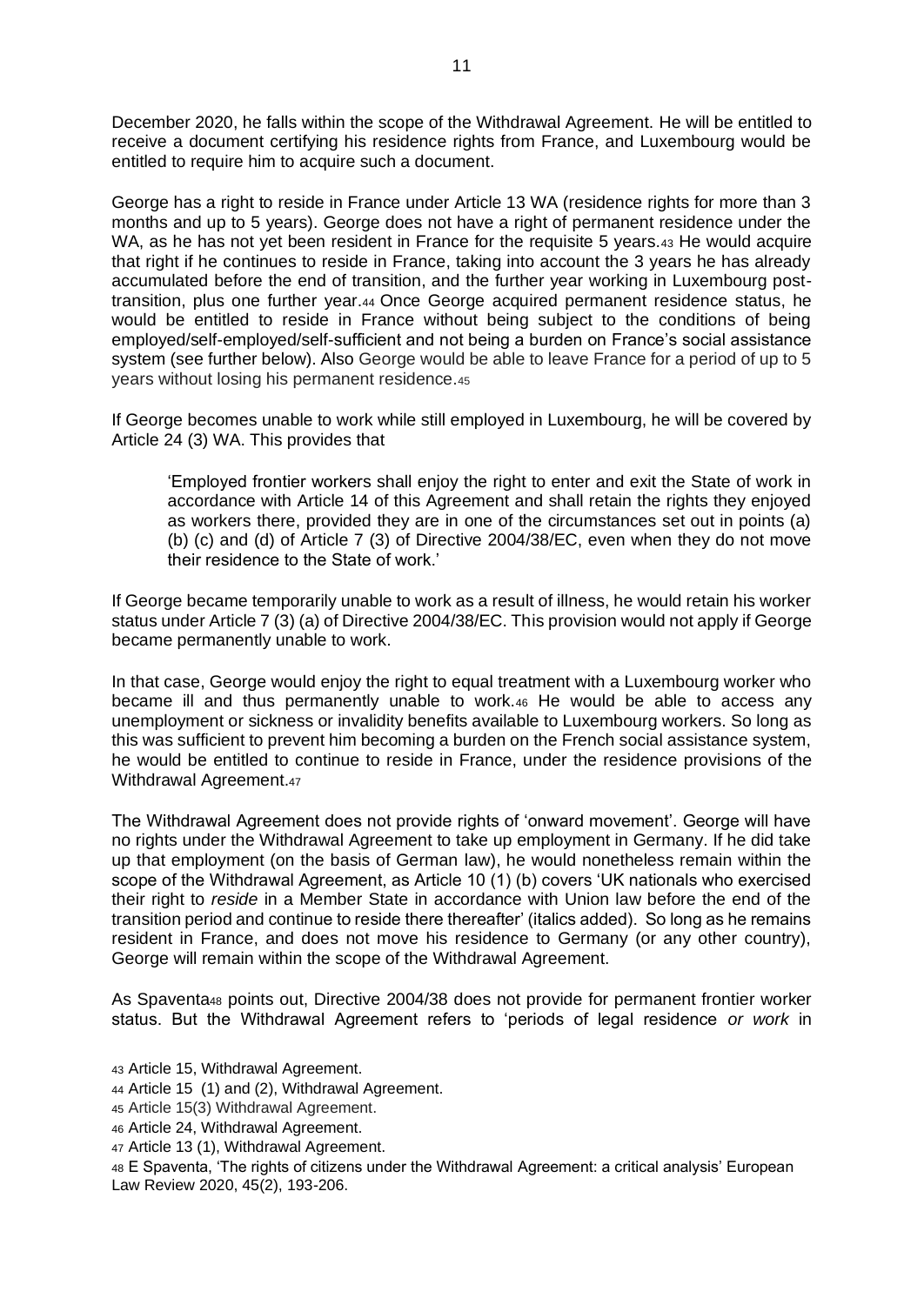December 2020, he falls within the scope of the Withdrawal Agreement. He will be entitled to receive a document certifying his residence rights from France, and Luxembourg would be entitled to require him to acquire such a document.

George has a right to reside in France under Article 13 WA (residence rights for more than 3 months and up to 5 years). George does not have a right of permanent residence under the WA, as he has not yet been resident in France for the requisite 5 years.[43] He would acquire that right if he continues to reside in France, taking into account the 3 years he has already accumulated before the end of transition, and the further year working in Luxembourg post-transition, plus one further year.[44] Once George acquired permanent residence status, he would be entitled to reside in France without being subject to the conditions of being employed/self-employed/self-sufficient and not being a burden on France's social assistance system (see further below). Also George would be able to leave France for a period of up to 5 years without losing his permanent residence.[45]

If George becomes unable to work while still employed in Luxembourg, he will be covered by Article 24 (3) WA. This provides that

> 'Employed frontier workers shall enjoy the right to enter and exit the State of work in accordance with Article 14 of this Agreement and shall retain the rights they enjoyed as workers there, provided they are in one of the circumstances set out in points (a) (b) (c) and (d) of Article 7 (3) of Directive 2004/38/EC, even when they do not move their residence to the State of work.'

If George became temporarily unable to work as a result of illness, he would retain his worker status under Article 7 (3) (a) of Directive 2004/38/EC. This provision would not apply if George became permanently unable to work.

In that case, George would enjoy the right to equal treatment with a Luxembourg worker who became ill and thus permanently unable to work.[46] He would be able to access any unemployment or sickness or invalidity benefits available to Luxembourg workers. So long as this was sufficient to prevent him becoming a burden on the French social assistance system, he would be entitled to continue to reside in France, under the residence provisions of the Withdrawal Agreement.[47]

The Withdrawal Agreement does not provide rights of 'onward movement'. George will have no rights under the Withdrawal Agreement to take up employment in Germany. If he did take up that employment (on the basis of German law), he would nonetheless remain within the scope of the Withdrawal Agreement, as Article 10 (1) (b) covers 'UK nationals who exercised their right to *reside* in a Member State in accordance with Union law before the end of the transition period and continue to reside there thereafter' (italics added). So long as he remains resident in France, and does not move his residence to Germany (or any other country), George will remain within the scope of the Withdrawal Agreement.

As Spaventa[48] points out, Directive 2004/38 does not provide for permanent frontier worker status. But the Withdrawal Agreement refers to 'periods of legal residence *or work* in

---

[43] Article 15, Withdrawal Agreement.

[44] Article 15 (1) and (2), Withdrawal Agreement.

[45] Article 15(3) Withdrawal Agreement.

[46] Article 24, Withdrawal Agreement.

[47] Article 13 (1), Withdrawal Agreement.

[48] E Spaventa, 'The rights of citizens under the Withdrawal Agreement: a critical analysis' European Law Review 2020, 45(2), 193-206.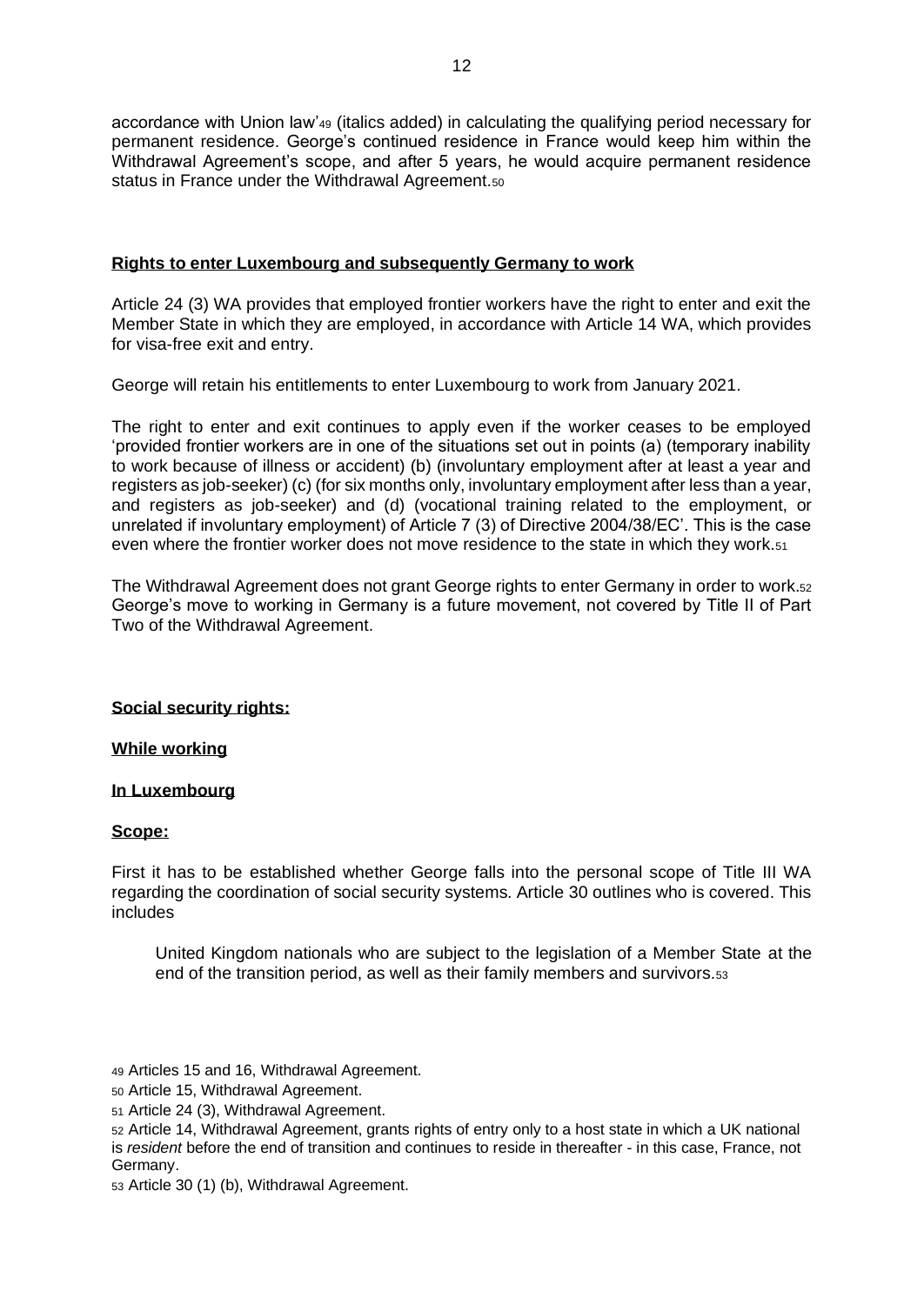accordance with Union law'[49] (italics added) in calculating the qualifying period necessary for permanent residence. George's continued residence in France would keep him within the Withdrawal Agreement's scope, and after 5 years, he would acquire permanent residence status in France under the Withdrawal Agreement.[50]

**Rights to enter Luxembourg and subsequently Germany to work**

Article 24 (3) WA provides that employed frontier workers have the right to enter and exit the Member State in which they are employed, in accordance with Article 14 WA, which provides for visa-free exit and entry.

George will retain his entitlements to enter Luxembourg to work from January 2021.

The right to enter and exit continues to apply even if the worker ceases to be employed 'provided frontier workers are in one of the situations set out in points (a) (temporary inability to work because of illness or accident) (b) (involuntary employment after at least a year and registers as job-seeker) (c) (for six months only, involuntary employment after less than a year, and registers as job-seeker) and (d) (vocational training related to the employment, or unrelated if involuntary employment) of Article 7 (3) of Directive 2004/38/EC'. This is the case even where the frontier worker does not move residence to the state in which they work.[51]

The Withdrawal Agreement does not grant George rights to enter Germany in order to work.[52] George's move to working in Germany is a future movement, not covered by Title II of Part Two of the Withdrawal Agreement.

**Social security rights:**

**While working**

**In Luxembourg**

**Scope:**

First it has to be established whether George falls into the personal scope of Title III WA regarding the coordination of social security systems. Article 30 outlines who is covered. This includes

> United Kingdom nationals who are subject to the legislation of a Member State at the end of the transition period, as well as their family members and survivors.[53]

---

[49] Articles 15 and 16, Withdrawal Agreement.

[50] Article 15, Withdrawal Agreement.

[51] Article 24 (3), Withdrawal Agreement.

[52] Article 14, Withdrawal Agreement, grants rights of entry only to a host state in which a UK national is *resident* before the end of transition and continues to reside in thereafter - in this case, France, not Germany.

[53] Article 30 (1) (b), Withdrawal Agreement.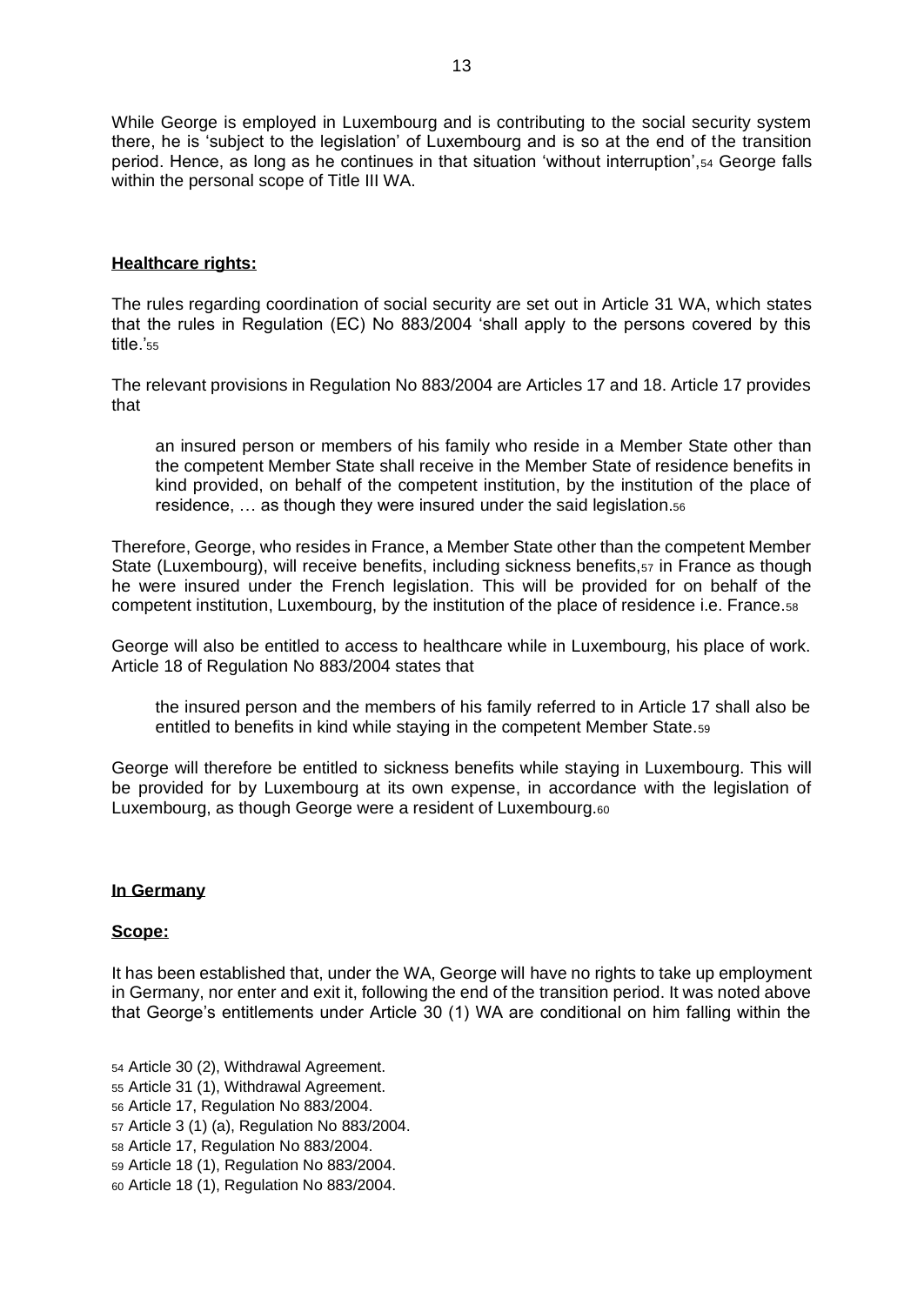While George is employed in Luxembourg and is contributing to the social security system there, he is 'subject to the legislation' of Luxembourg and is so at the end of the transition period. Hence, as long as he continues in that situation 'without interruption',[54] George falls within the personal scope of Title III WA.

**Healthcare rights:**

The rules regarding coordination of social security are set out in Article 31 WA, which states that the rules in Regulation (EC) No 883/2004 'shall apply to the persons covered by this title.'[55]

The relevant provisions in Regulation No 883/2004 are Articles 17 and 18. Article 17 provides that

> an insured person or members of his family who reside in a Member State other than the competent Member State shall receive in the Member State of residence benefits in kind provided, on behalf of the competent institution, by the institution of the place of residence, … as though they were insured under the said legislation.[56]

Therefore, George, who resides in France, a Member State other than the competent Member State (Luxembourg), will receive benefits, including sickness benefits,[57] in France as though he were insured under the French legislation. This will be provided for on behalf of the competent institution, Luxembourg, by the institution of the place of residence i.e. France.[58]

George will also be entitled to access to healthcare while in Luxembourg, his place of work. Article 18 of Regulation No 883/2004 states that

> the insured person and the members of his family referred to in Article 17 shall also be entitled to benefits in kind while staying in the competent Member State.[59]

George will therefore be entitled to sickness benefits while staying in Luxembourg. This will be provided for by Luxembourg at its own expense, in accordance with the legislation of Luxembourg, as though George were a resident of Luxembourg.[60]

**In Germany**

**Scope:**

It has been established that, under the WA, George will have no rights to take up employment in Germany, nor enter and exit it, following the end of the transition period. It was noted above that George's entitlements under Article 30 (1) WA are conditional on him falling within the

[54] Article 30 (2), Withdrawal Agreement.
[55] Article 31 (1), Withdrawal Agreement.
[56] Article 17, Regulation No 883/2004.
[57] Article 3 (1) (a), Regulation No 883/2004.
[58] Article 17, Regulation No 883/2004.
[59] Article 18 (1), Regulation No 883/2004.
[60] Article 18 (1), Regulation No 883/2004.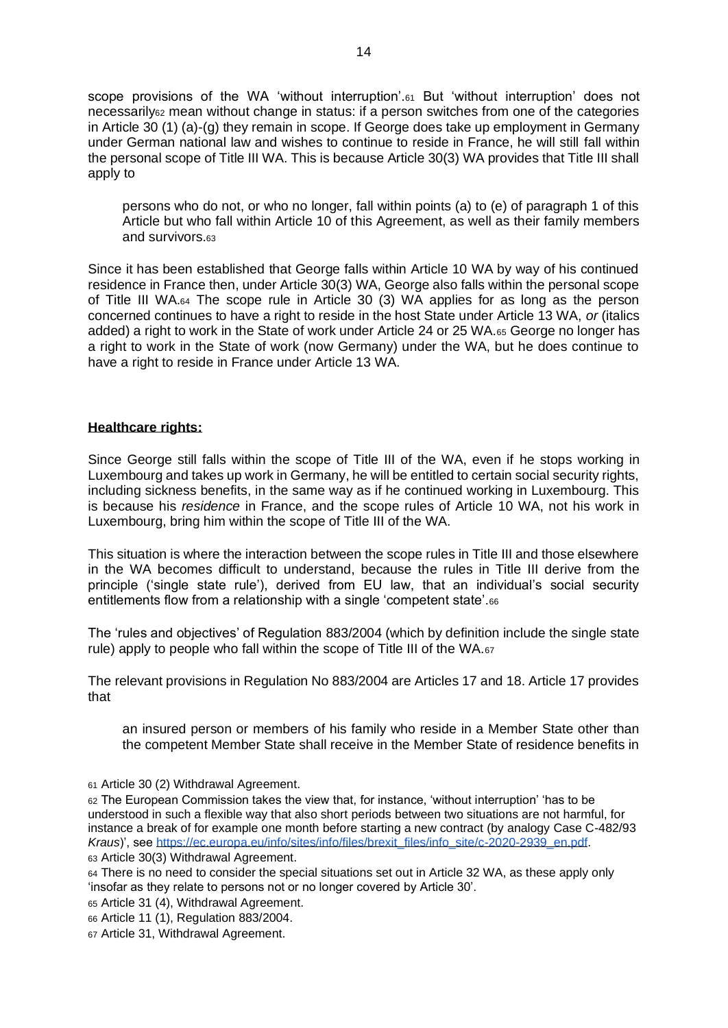scope provisions of the WA 'without interruption'.[61] But 'without interruption' does not necessarily[62] mean without change in status: if a person switches from one of the categories in Article 30 (1) (a)-(g) they remain in scope. If George does take up employment in Germany under German national law and wishes to continue to reside in France, he will still fall within the personal scope of Title III WA. This is because Article 30(3) WA provides that Title III shall apply to

> persons who do not, or who no longer, fall within points (a) to (e) of paragraph 1 of this Article but who fall within Article 10 of this Agreement, as well as their family members and survivors.[63]

Since it has been established that George falls within Article 10 WA by way of his continued residence in France then, under Article 30(3) WA, George also falls within the personal scope of Title III WA.[64] The scope rule in Article 30 (3) WA applies for as long as the person concerned continues to have a right to reside in the host State under Article 13 WA, *or* (italics added) a right to work in the State of work under Article 24 or 25 WA.[65] George no longer has a right to work in the State of work (now Germany) under the WA, but he does continue to have a right to reside in France under Article 13 WA.

**Healthcare rights:**

Since George still falls within the scope of Title III of the WA, even if he stops working in Luxembourg and takes up work in Germany, he will be entitled to certain social security rights, including sickness benefits, in the same way as if he continued working in Luxembourg. This is because his *residence* in France, and the scope rules of Article 10 WA, not his work in Luxembourg, bring him within the scope of Title III of the WA.

This situation is where the interaction between the scope rules in Title III and those elsewhere in the WA becomes difficult to understand, because the rules in Title III derive from the principle ('single state rule'), derived from EU law, that an individual's social security entitlements flow from a relationship with a single 'competent state'.[66]

The 'rules and objectives' of Regulation 883/2004 (which by definition include the single state rule) apply to people who fall within the scope of Title III of the WA.[67]

The relevant provisions in Regulation No 883/2004 are Articles 17 and 18. Article 17 provides that

> an insured person or members of his family who reside in a Member State other than the competent Member State shall receive in the Member State of residence benefits in

---

[61] Article 30 (2) Withdrawal Agreement.

[62] The European Commission takes the view that, for instance, 'without interruption' 'has to be understood in such a flexible way that also short periods between two situations are not harmful, for instance a break of for example one month before starting a new contract (by analogy Case C-482/93 *Kraus*)', see https://ec.europa.eu/info/sites/info/files/brexit_files/info_site/c-2020-2939_en.pdf.

[63] Article 30(3) Withdrawal Agreement.

[64] There is no need to consider the special situations set out in Article 32 WA, as these apply only 'insofar as they relate to persons not or no longer covered by Article 30'.

[65] Article 31 (4), Withdrawal Agreement.

[66] Article 11 (1), Regulation 883/2004.

[67] Article 31, Withdrawal Agreement.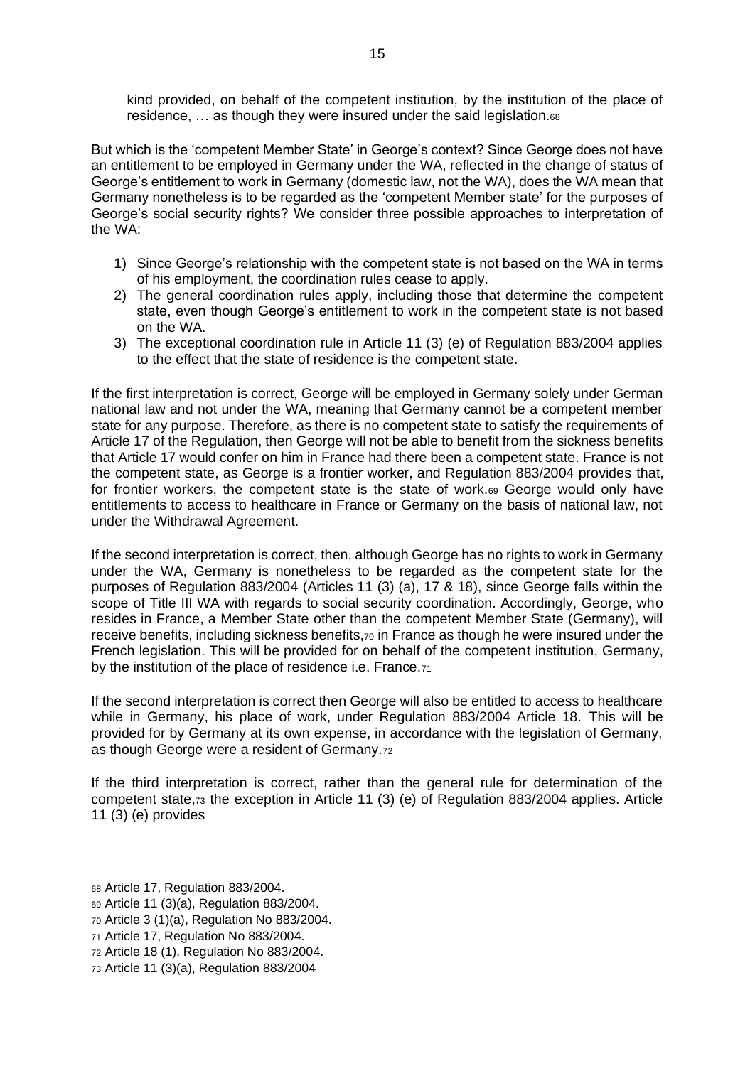kind provided, on behalf of the competent institution, by the institution of the place of residence, … as though they were insured under the said legislation.[68]

But which is the 'competent Member State' in George's context? Since George does not have an entitlement to be employed in Germany under the WA, reflected in the change of status of George's entitlement to work in Germany (domestic law, not the WA), does the WA mean that Germany nonetheless is to be regarded as the 'competent Member state' for the purposes of George's social security rights? We consider three possible approaches to interpretation of the WA:

1) Since George's relationship with the competent state is not based on the WA in terms of his employment, the coordination rules cease to apply.
2) The general coordination rules apply, including those that determine the competent state, even though George's entitlement to work in the competent state is not based on the WA.
3) The exceptional coordination rule in Article 11 (3) (e) of Regulation 883/2004 applies to the effect that the state of residence is the competent state.

If the first interpretation is correct, George will be employed in Germany solely under German national law and not under the WA, meaning that Germany cannot be a competent member state for any purpose. Therefore, as there is no competent state to satisfy the requirements of Article 17 of the Regulation, then George will not be able to benefit from the sickness benefits that Article 17 would confer on him in France had there been a competent state. France is not the competent state, as George is a frontier worker, and Regulation 883/2004 provides that, for frontier workers, the competent state is the state of work.[69] George would only have entitlements to access to healthcare in France or Germany on the basis of national law, not under the Withdrawal Agreement.

If the second interpretation is correct, then, although George has no rights to work in Germany under the WA, Germany is nonetheless to be regarded as the competent state for the purposes of Regulation 883/2004 (Articles 11 (3) (a), 17 & 18), since George falls within the scope of Title III WA with regards to social security coordination. Accordingly, George, who resides in France, a Member State other than the competent Member State (Germany), will receive benefits, including sickness benefits,[70] in France as though he were insured under the French legislation. This will be provided for on behalf of the competent institution, Germany, by the institution of the place of residence i.e. France.[71]

If the second interpretation is correct then George will also be entitled to access to healthcare while in Germany, his place of work, under Regulation 883/2004 Article 18. This will be provided for by Germany at its own expense, in accordance with the legislation of Germany, as though George were a resident of Germany.[72]

If the third interpretation is correct, rather than the general rule for determination of the competent state,[73] the exception in Article 11 (3) (e) of Regulation 883/2004 applies. Article 11 (3) (e) provides

[68] Article 17, Regulation 883/2004.
[69] Article 11 (3)(a), Regulation 883/2004.
[70] Article 3 (1)(a), Regulation No 883/2004.
[71] Article 17, Regulation No 883/2004.
[72] Article 18 (1), Regulation No 883/2004.
[73] Article 11 (3)(a), Regulation 883/2004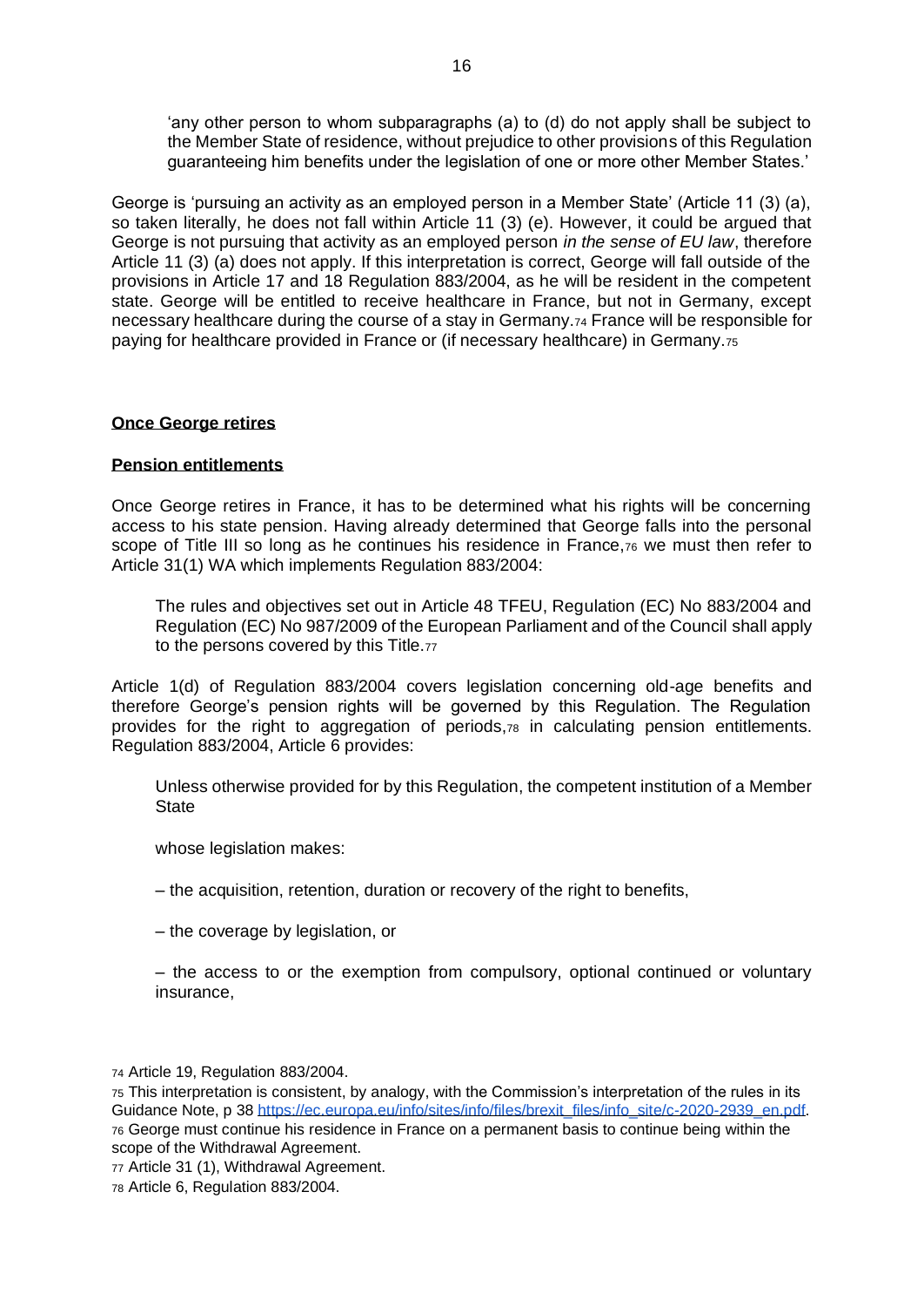> 'any other person to whom subparagraphs (a) to (d) do not apply shall be subject to the Member State of residence, without prejudice to other provisions of this Regulation guaranteeing him benefits under the legislation of one or more other Member States.'

George is 'pursuing an activity as an employed person in a Member State' (Article 11 (3) (a), so taken literally, he does not fall within Article 11 (3) (e). However, it could be argued that George is not pursuing that activity as an employed person *in the sense of EU law*, therefore Article 11 (3) (a) does not apply. If this interpretation is correct, George will fall outside of the provisions in Article 17 and 18 Regulation 883/2004, as he will be resident in the competent state. George will be entitled to receive healthcare in France, but not in Germany, except necessary healthcare during the course of a stay in Germany.[74] France will be responsible for paying for healthcare provided in France or (if necessary healthcare) in Germany.[75]

**Once George retires**

**Pension entitlements**

Once George retires in France, it has to be determined what his rights will be concerning access to his state pension. Having already determined that George falls into the personal scope of Title III so long as he continues his residence in France,[76] we must then refer to Article 31(1) WA which implements Regulation 883/2004:

> The rules and objectives set out in Article 48 TFEU, Regulation (EC) No 883/2004 and Regulation (EC) No 987/2009 of the European Parliament and of the Council shall apply to the persons covered by this Title.[77]

Article 1(d) of Regulation 883/2004 covers legislation concerning old-age benefits and therefore George's pension rights will be governed by this Regulation. The Regulation provides for the right to aggregation of periods,[78] in calculating pension entitlements. Regulation 883/2004, Article 6 provides:

> Unless otherwise provided for by this Regulation, the competent institution of a Member State
>
> whose legislation makes:
>
> – the acquisition, retention, duration or recovery of the right to benefits,
>
> – the coverage by legislation, or
>
> – the access to or the exemption from compulsory, optional continued or voluntary insurance,

---

[74] Article 19, Regulation 883/2004.

[75] This interpretation is consistent, by analogy, with the Commission's interpretation of the rules in its Guidance Note, p 38 https://ec.europa.eu/info/sites/info/files/brexit_files/info_site/c-2020-2939_en.pdf.

[76] George must continue his residence in France on a permanent basis to continue being within the scope of the Withdrawal Agreement.

[77] Article 31 (1), Withdrawal Agreement.

[78] Article 6, Regulation 883/2004.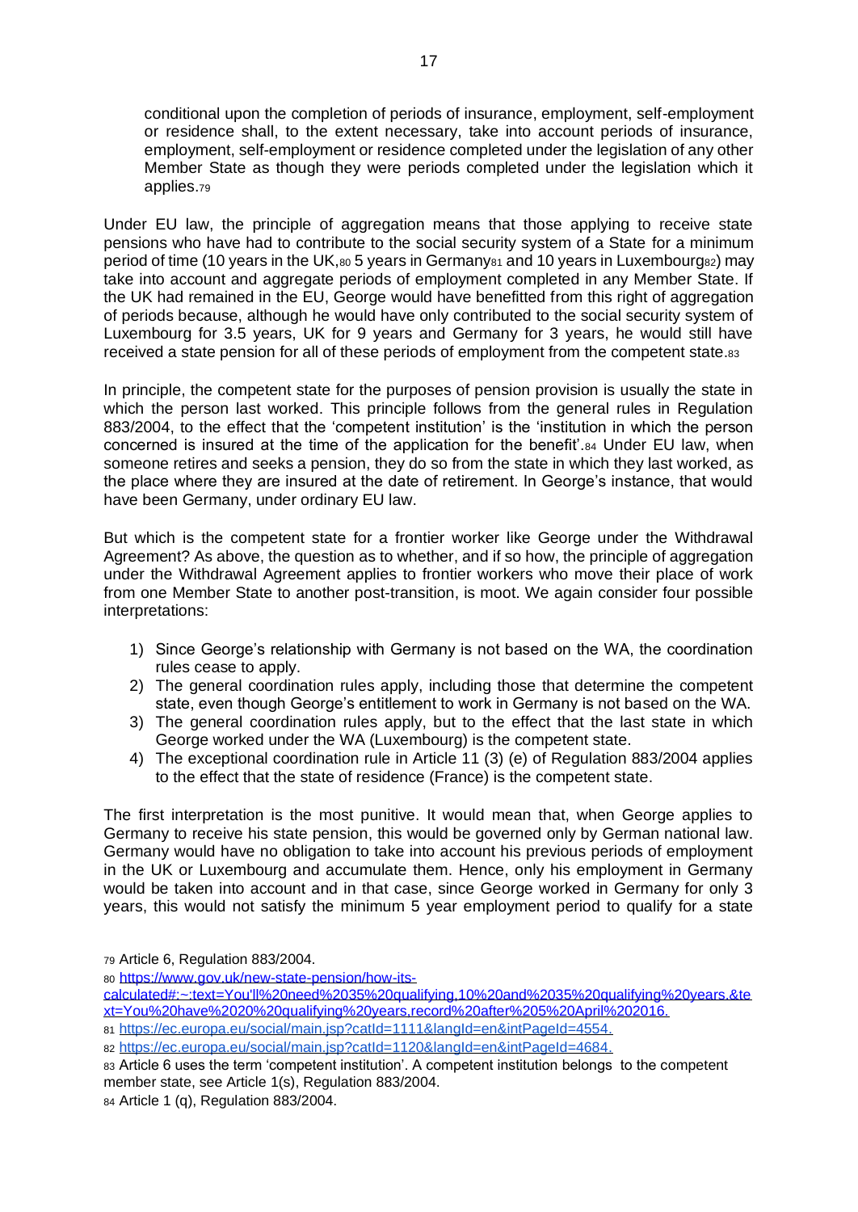conditional upon the completion of periods of insurance, employment, self-employment or residence shall, to the extent necessary, take into account periods of insurance, employment, self-employment or residence completed under the legislation of any other Member State as though they were periods completed under the legislation which it applies.[79]

Under EU law, the principle of aggregation means that those applying to receive state pensions who have had to contribute to the social security system of a State for a minimum period of time (10 years in the UK,[80] 5 years in Germany[81] and 10 years in Luxembourg[82]) may take into account and aggregate periods of employment completed in any Member State. If the UK had remained in the EU, George would have benefitted from this right of aggregation of periods because, although he would have only contributed to the social security system of Luxembourg for 3.5 years, UK for 9 years and Germany for 3 years, he would still have received a state pension for all of these periods of employment from the competent state.[83]

In principle, the competent state for the purposes of pension provision is usually the state in which the person last worked. This principle follows from the general rules in Regulation 883/2004, to the effect that the 'competent institution' is the 'institution in which the person concerned is insured at the time of the application for the benefit'.[84] Under EU law, when someone retires and seeks a pension, they do so from the state in which they last worked, as the place where they are insured at the date of retirement. In George's instance, that would have been Germany, under ordinary EU law.

But which is the competent state for a frontier worker like George under the Withdrawal Agreement? As above, the question as to whether, and if so how, the principle of aggregation under the Withdrawal Agreement applies to frontier workers who move their place of work from one Member State to another post-transition, is moot. We again consider four possible interpretations:

1) Since George's relationship with Germany is not based on the WA, the coordination rules cease to apply.
2) The general coordination rules apply, including those that determine the competent state, even though George's entitlement to work in Germany is not based on the WA.
3) The general coordination rules apply, but to the effect that the last state in which George worked under the WA (Luxembourg) is the competent state.
4) The exceptional coordination rule in Article 11 (3) (e) of Regulation 883/2004 applies to the effect that the state of residence (France) is the competent state.

The first interpretation is the most punitive. It would mean that, when George applies to Germany to receive his state pension, this would be governed only by German national law. Germany would have no obligation to take into account his previous periods of employment in the UK or Luxembourg and accumulate them. Hence, only his employment in Germany would be taken into account and in that case, since George worked in Germany for only 3 years, this would not satisfy the minimum 5 year employment period to qualify for a state

---

[79] Article 6, Regulation 883/2004.

[80] https://www.gov.uk/new-state-pension/how-its-calculated#:~:text=You'll%20need%2035%20qualifying,10%20and%2035%20qualifying%20years.&text=You%20have%2020%20qualifying%20years,record%20after%205%20April%202016.

[81] https://ec.europa.eu/social/main.jsp?catId=1111&langId=en&intPageId=4554.

[82] https://ec.europa.eu/social/main.jsp?catId=1120&langId=en&intPageId=4684.

[83] Article 6 uses the term 'competent institution'. A competent institution belongs to the competent member state, see Article 1(s), Regulation 883/2004.

[84] Article 1 (q), Regulation 883/2004.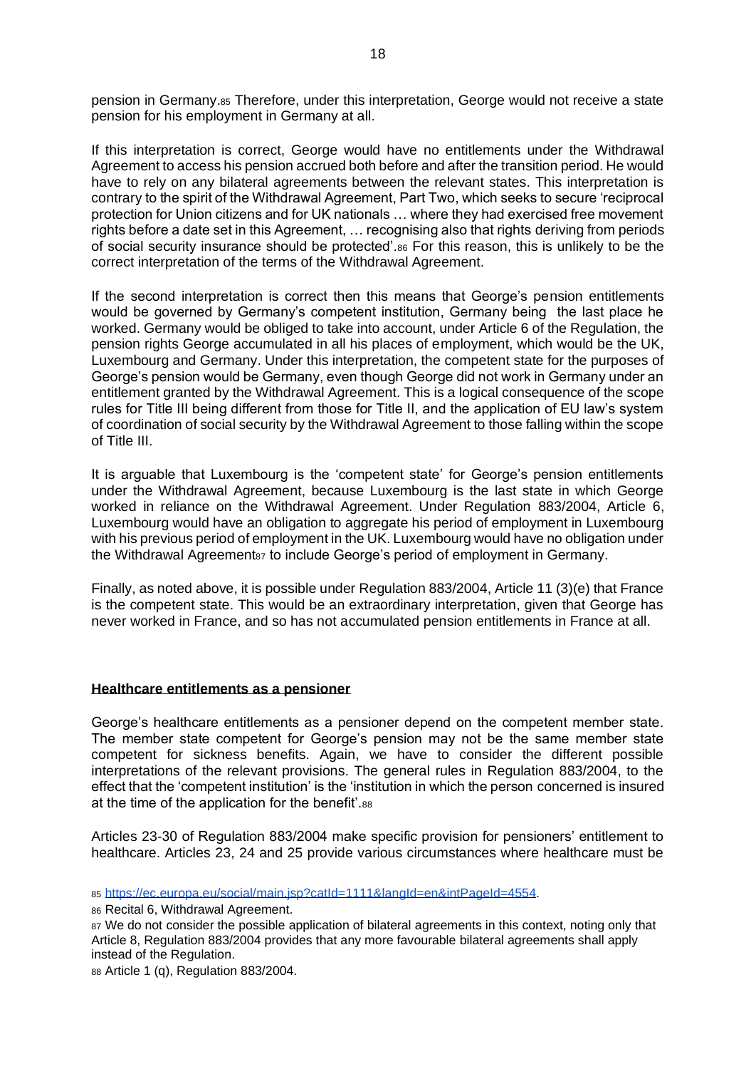pension in Germany.[85] Therefore, under this interpretation, George would not receive a state pension for his employment in Germany at all.

If this interpretation is correct, George would have no entitlements under the Withdrawal Agreement to access his pension accrued both before and after the transition period. He would have to rely on any bilateral agreements between the relevant states. This interpretation is contrary to the spirit of the Withdrawal Agreement, Part Two, which seeks to secure 'reciprocal protection for Union citizens and for UK nationals … where they had exercised free movement rights before a date set in this Agreement, … recognising also that rights deriving from periods of social security insurance should be protected'.[86] For this reason, this is unlikely to be the correct interpretation of the terms of the Withdrawal Agreement.

If the second interpretation is correct then this means that George's pension entitlements would be governed by Germany's competent institution, Germany being the last place he worked. Germany would be obliged to take into account, under Article 6 of the Regulation, the pension rights George accumulated in all his places of employment, which would be the UK, Luxembourg and Germany. Under this interpretation, the competent state for the purposes of George's pension would be Germany, even though George did not work in Germany under an entitlement granted by the Withdrawal Agreement. This is a logical consequence of the scope rules for Title III being different from those for Title II, and the application of EU law's system of coordination of social security by the Withdrawal Agreement to those falling within the scope of Title III.

It is arguable that Luxembourg is the 'competent state' for George's pension entitlements under the Withdrawal Agreement, because Luxembourg is the last state in which George worked in reliance on the Withdrawal Agreement. Under Regulation 883/2004, Article 6, Luxembourg would have an obligation to aggregate his period of employment in Luxembourg with his previous period of employment in the UK. Luxembourg would have no obligation under the Withdrawal Agreement[87] to include George's period of employment in Germany.

Finally, as noted above, it is possible under Regulation 883/2004, Article 11 (3)(e) that France is the competent state. This would be an extraordinary interpretation, given that George has never worked in France, and so has not accumulated pension entitlements in France at all.

## Healthcare entitlements as a pensioner

George's healthcare entitlements as a pensioner depend on the competent member state. The member state competent for George's pension may not be the same member state competent for sickness benefits. Again, we have to consider the different possible interpretations of the relevant provisions. The general rules in Regulation 883/2004, to the effect that the 'competent institution' is the 'institution in which the person concerned is insured at the time of the application for the benefit'.[88]

Articles 23-30 of Regulation 883/2004 make specific provision for pensioners' entitlement to healthcare. Articles 23, 24 and 25 provide various circumstances where healthcare must be

---

[85] https://ec.europa.eu/social/main.jsp?catId=1111&langId=en&intPageId=4554.

[86] Recital 6, Withdrawal Agreement.

[87] We do not consider the possible application of bilateral agreements in this context, noting only that Article 8, Regulation 883/2004 provides that any more favourable bilateral agreements shall apply instead of the Regulation.

[88] Article 1 (q), Regulation 883/2004.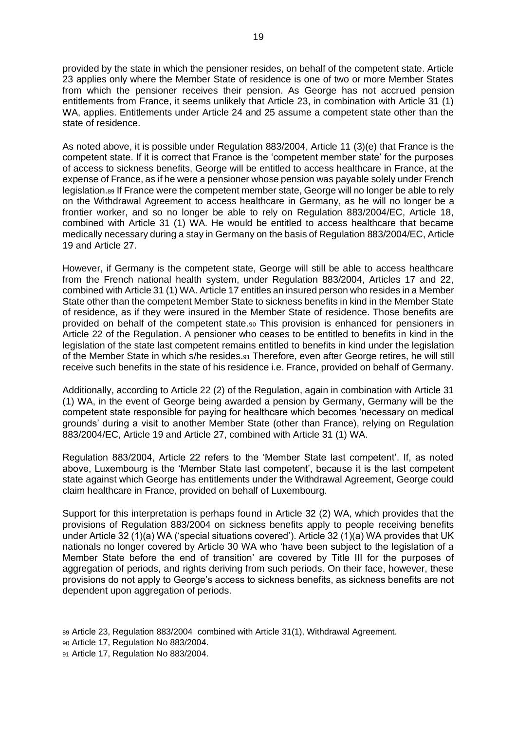provided by the state in which the pensioner resides, on behalf of the competent state. Article 23 applies only where the Member State of residence is one of two or more Member States from which the pensioner receives their pension. As George has not accrued pension entitlements from France, it seems unlikely that Article 23, in combination with Article 31 (1) WA, applies. Entitlements under Article 24 and 25 assume a competent state other than the state of residence.

As noted above, it is possible under Regulation 883/2004, Article 11 (3)(e) that France is the competent state. If it is correct that France is the 'competent member state' for the purposes of access to sickness benefits, George will be entitled to access healthcare in France, at the expense of France, as if he were a pensioner whose pension was payable solely under French legislation.[89] If France were the competent member state, George will no longer be able to rely on the Withdrawal Agreement to access healthcare in Germany, as he will no longer be a frontier worker, and so no longer be able to rely on Regulation 883/2004/EC, Article 18, combined with Article 31 (1) WA. He would be entitled to access healthcare that became medically necessary during a stay in Germany on the basis of Regulation 883/2004/EC, Article 19 and Article 27.

However, if Germany is the competent state, George will still be able to access healthcare from the French national health system, under Regulation 883/2004, Articles 17 and 22, combined with Article 31 (1) WA. Article 17 entitles an insured person who resides in a Member State other than the competent Member State to sickness benefits in kind in the Member State of residence, as if they were insured in the Member State of residence. Those benefits are provided on behalf of the competent state.[90] This provision is enhanced for pensioners in Article 22 of the Regulation. A pensioner who ceases to be entitled to benefits in kind in the legislation of the state last competent remains entitled to benefits in kind under the legislation of the Member State in which s/he resides.[91] Therefore, even after George retires, he will still receive such benefits in the state of his residence i.e. France, provided on behalf of Germany.

Additionally, according to Article 22 (2) of the Regulation, again in combination with Article 31 (1) WA, in the event of George being awarded a pension by Germany, Germany will be the competent state responsible for paying for healthcare which becomes 'necessary on medical grounds' during a visit to another Member State (other than France), relying on Regulation 883/2004/EC, Article 19 and Article 27, combined with Article 31 (1) WA.

Regulation 883/2004, Article 22 refers to the 'Member State last competent'. If, as noted above, Luxembourg is the 'Member State last competent', because it is the last competent state against which George has entitlements under the Withdrawal Agreement, George could claim healthcare in France, provided on behalf of Luxembourg.

Support for this interpretation is perhaps found in Article 32 (2) WA, which provides that the provisions of Regulation 883/2004 on sickness benefits apply to people receiving benefits under Article 32 (1)(a) WA ('special situations covered'). Article 32 (1)(a) WA provides that UK nationals no longer covered by Article 30 WA who 'have been subject to the legislation of a Member State before the end of transition' are covered by Title III for the purposes of aggregation of periods, and rights deriving from such periods. On their face, however, these provisions do not apply to George's access to sickness benefits, as sickness benefits are not dependent upon aggregation of periods.

89 Article 23, Regulation 883/2004 combined with Article 31(1), Withdrawal Agreement.

90 Article 17, Regulation No 883/2004.

91 Article 17, Regulation No 883/2004.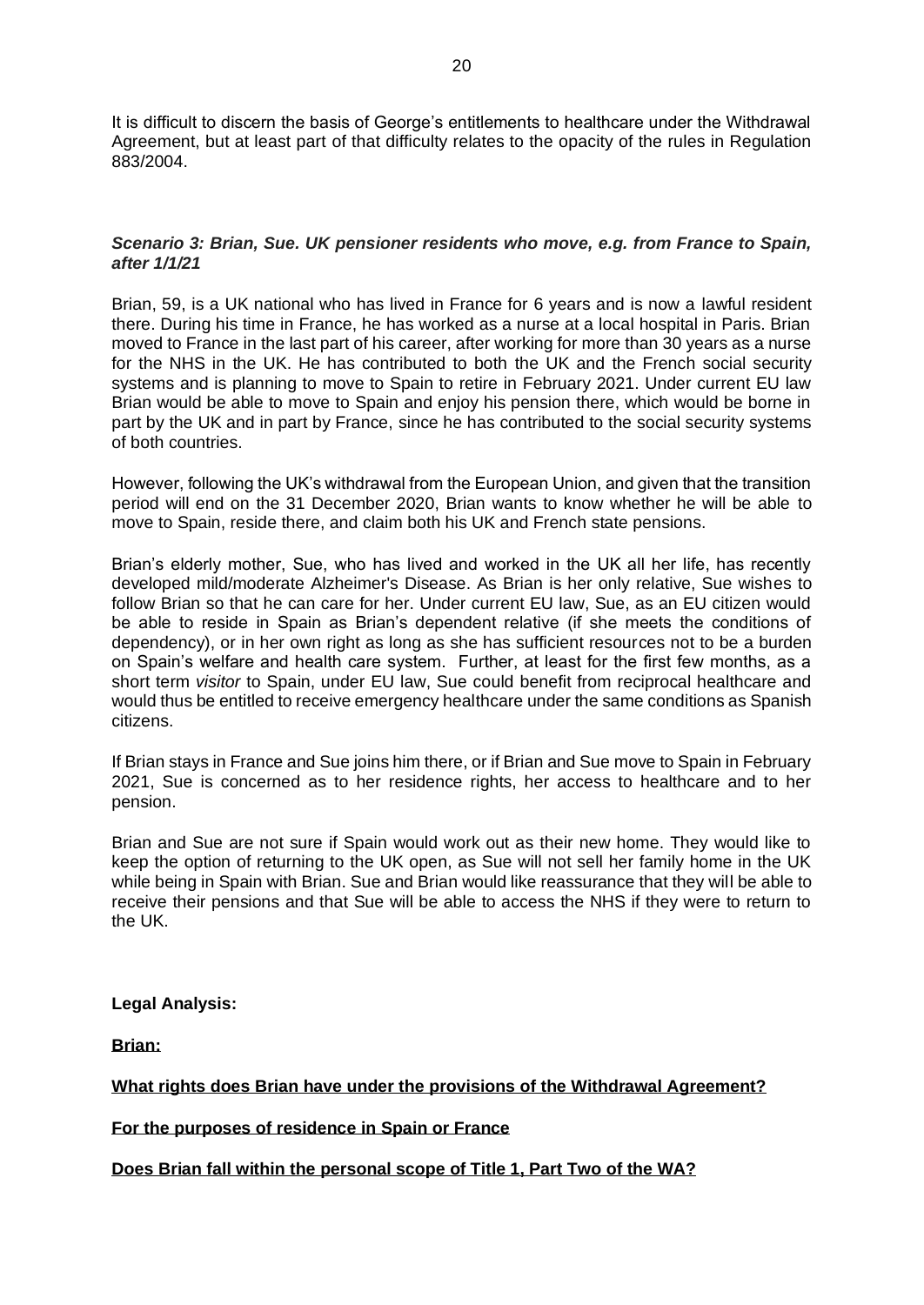It is difficult to discern the basis of George's entitlements to healthcare under the Withdrawal Agreement, but at least part of that difficulty relates to the opacity of the rules in Regulation 883/2004.

***Scenario 3: Brian, Sue. UK pensioner residents who move, e.g. from France to Spain, after 1/1/21***

Brian, 59, is a UK national who has lived in France for 6 years and is now a lawful resident there. During his time in France, he has worked as a nurse at a local hospital in Paris. Brian moved to France in the last part of his career, after working for more than 30 years as a nurse for the NHS in the UK. He has contributed to both the UK and the French social security systems and is planning to move to Spain to retire in February 2021. Under current EU law Brian would be able to move to Spain and enjoy his pension there, which would be borne in part by the UK and in part by France, since he has contributed to the social security systems of both countries.

However, following the UK's withdrawal from the European Union, and given that the transition period will end on the 31 December 2020, Brian wants to know whether he will be able to move to Spain, reside there, and claim both his UK and French state pensions.

Brian's elderly mother, Sue, who has lived and worked in the UK all her life, has recently developed mild/moderate Alzheimer's Disease. As Brian is her only relative, Sue wishes to follow Brian so that he can care for her. Under current EU law, Sue, as an EU citizen would be able to reside in Spain as Brian's dependent relative (if she meets the conditions of dependency), or in her own right as long as she has sufficient resources not to be a burden on Spain's welfare and health care system. Further, at least for the first few months, as a short term *visitor* to Spain, under EU law, Sue could benefit from reciprocal healthcare and would thus be entitled to receive emergency healthcare under the same conditions as Spanish citizens.

If Brian stays in France and Sue joins him there, or if Brian and Sue move to Spain in February 2021, Sue is concerned as to her residence rights, her access to healthcare and to her pension.

Brian and Sue are not sure if Spain would work out as their new home. They would like to keep the option of returning to the UK open, as Sue will not sell her family home in the UK while being in Spain with Brian. Sue and Brian would like reassurance that they will be able to receive their pensions and that Sue will be able to access the NHS if they were to return to the UK.

**Legal Analysis:**

**Brian:**

**What rights does Brian have under the provisions of the Withdrawal Agreement?**

**For the purposes of residence in Spain or France**

**Does Brian fall within the personal scope of Title 1, Part Two of the WA?**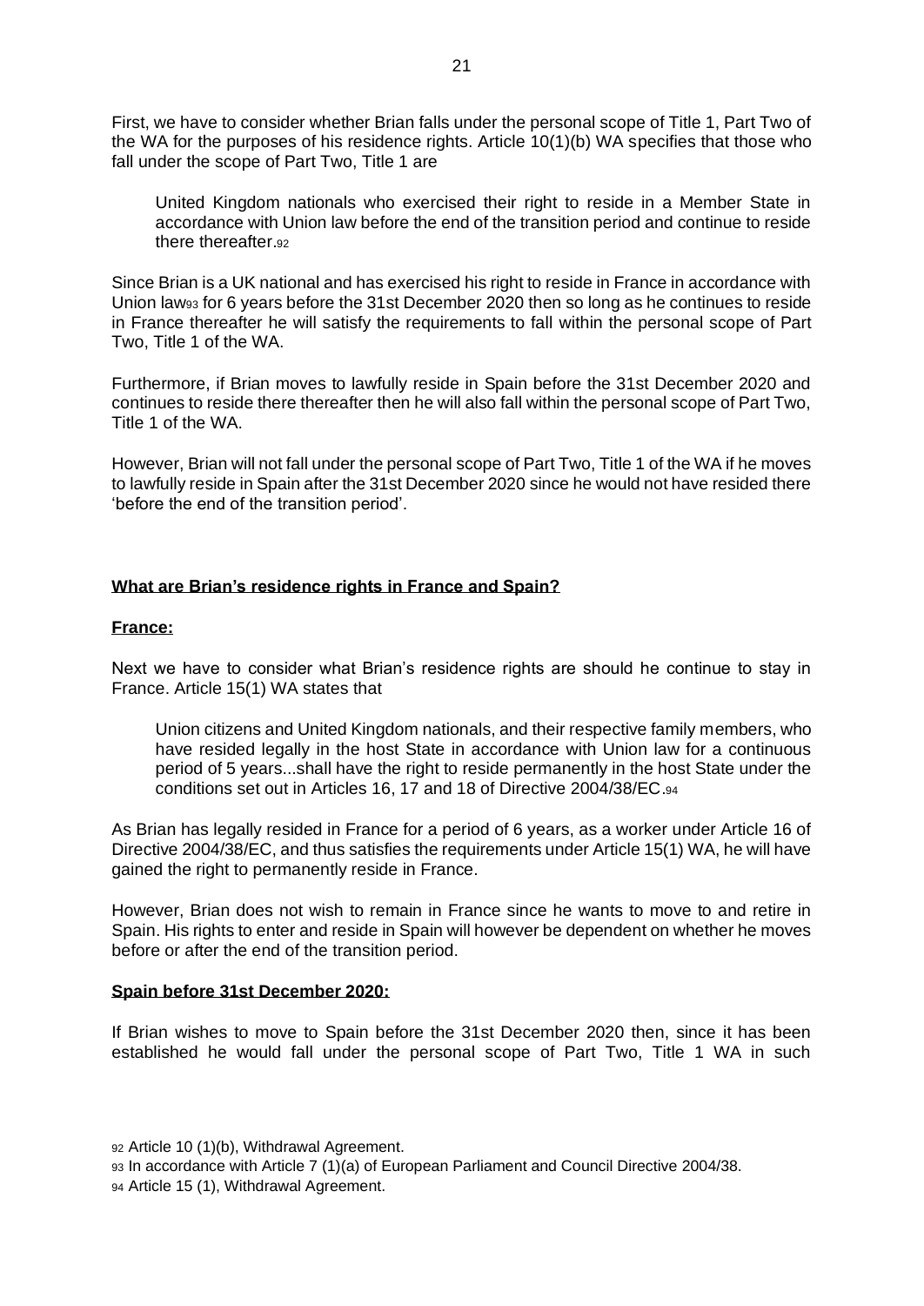First, we have to consider whether Brian falls under the personal scope of Title 1, Part Two of the WA for the purposes of his residence rights. Article 10(1)(b) WA specifies that those who fall under the scope of Part Two, Title 1 are

> United Kingdom nationals who exercised their right to reside in a Member State in accordance with Union law before the end of the transition period and continue to reside there thereafter.[92]

Since Brian is a UK national and has exercised his right to reside in France in accordance with Union law[93] for 6 years before the 31st December 2020 then so long as he continues to reside in France thereafter he will satisfy the requirements to fall within the personal scope of Part Two, Title 1 of the WA.

Furthermore, if Brian moves to lawfully reside in Spain before the 31st December 2020 and continues to reside there thereafter then he will also fall within the personal scope of Part Two, Title 1 of the WA.

However, Brian will not fall under the personal scope of Part Two, Title 1 of the WA if he moves to lawfully reside in Spain after the 31st December 2020 since he would not have resided there 'before the end of the transition period'.

**<u>What are Brian's residence rights in France and Spain?</u>**

**<u>France:</u>**

Next we have to consider what Brian's residence rights are should he continue to stay in France. Article 15(1) WA states that

> Union citizens and United Kingdom nationals, and their respective family members, who have resided legally in the host State in accordance with Union law for a continuous period of 5 years...shall have the right to reside permanently in the host State under the conditions set out in Articles 16, 17 and 18 of Directive 2004/38/EC.[94]

As Brian has legally resided in France for a period of 6 years, as a worker under Article 16 of Directive 2004/38/EC, and thus satisfies the requirements under Article 15(1) WA, he will have gained the right to permanently reside in France.

However, Brian does not wish to remain in France since he wants to move to and retire in Spain. His rights to enter and reside in Spain will however be dependent on whether he moves before or after the end of the transition period.

**<u>Spain before 31st December 2020:</u>**

If Brian wishes to move to Spain before the 31st December 2020 then, since it has been established he would fall under the personal scope of Part Two, Title 1 WA in such

---

[92] Article 10 (1)(b), Withdrawal Agreement.

[93] In accordance with Article 7 (1)(a) of European Parliament and Council Directive 2004/38.

[94] Article 15 (1), Withdrawal Agreement.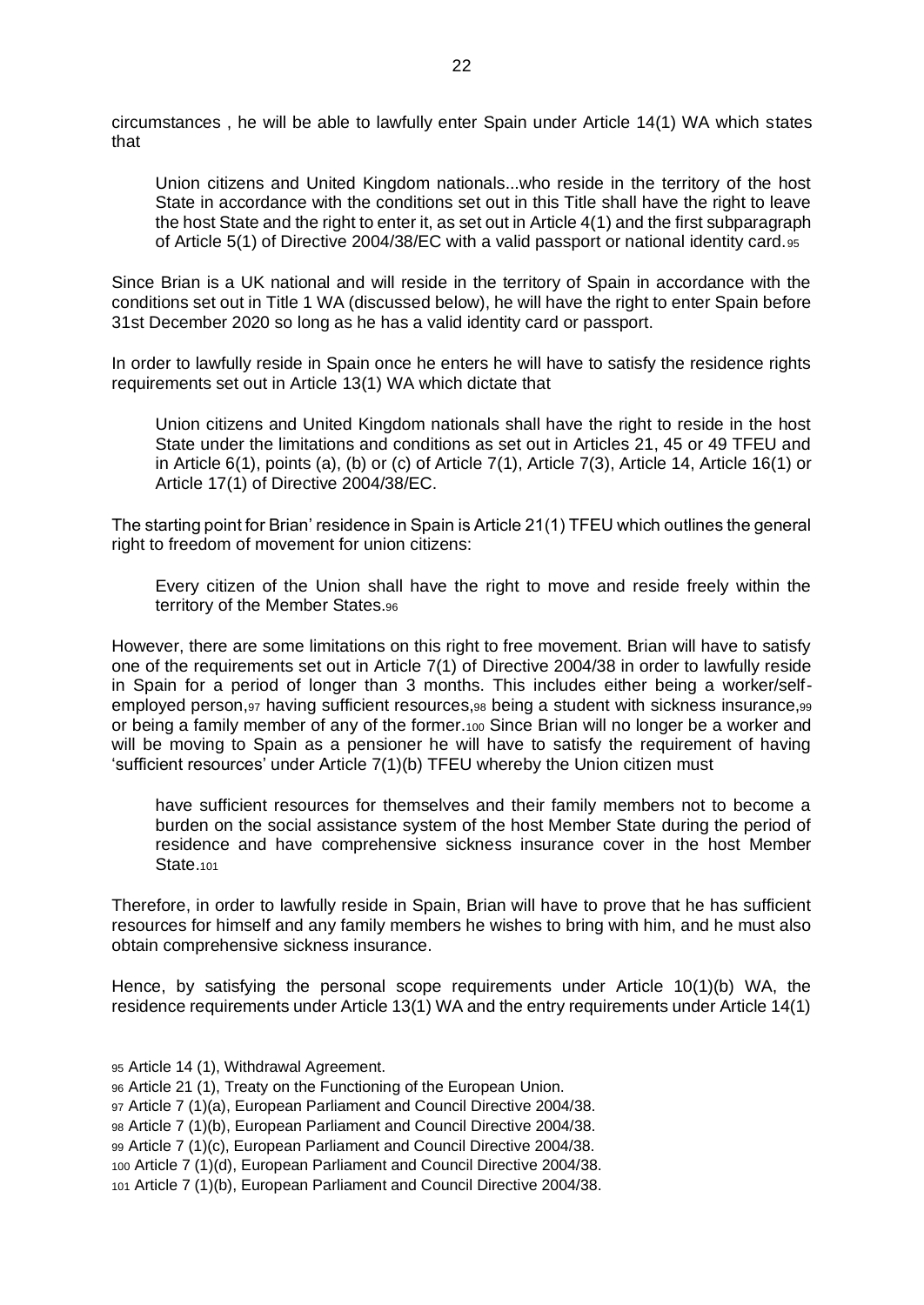circumstances , he will be able to lawfully enter Spain under Article 14(1) WA which states that

> Union citizens and United Kingdom nationals...who reside in the territory of the host State in accordance with the conditions set out in this Title shall have the right to leave the host State and the right to enter it, as set out in Article 4(1) and the first subparagraph of Article 5(1) of Directive 2004/38/EC with a valid passport or national identity card.[95]

Since Brian is a UK national and will reside in the territory of Spain in accordance with the conditions set out in Title 1 WA (discussed below), he will have the right to enter Spain before 31st December 2020 so long as he has a valid identity card or passport.

In order to lawfully reside in Spain once he enters he will have to satisfy the residence rights requirements set out in Article 13(1) WA which dictate that

> Union citizens and United Kingdom nationals shall have the right to reside in the host State under the limitations and conditions as set out in Articles 21, 45 or 49 TFEU and in Article 6(1), points (a), (b) or (c) of Article 7(1), Article 7(3), Article 14, Article 16(1) or Article 17(1) of Directive 2004/38/EC.

The starting point for Brian' residence in Spain is Article 21(1) TFEU which outlines the general right to freedom of movement for union citizens:

> Every citizen of the Union shall have the right to move and reside freely within the territory of the Member States.[96]

However, there are some limitations on this right to free movement. Brian will have to satisfy one of the requirements set out in Article 7(1) of Directive 2004/38 in order to lawfully reside in Spain for a period of longer than 3 months. This includes either being a worker/self-employed person,[97] having sufficient resources,[98] being a student with sickness insurance,[99] or being a family member of any of the former.[100] Since Brian will no longer be a worker and will be moving to Spain as a pensioner he will have to satisfy the requirement of having 'sufficient resources' under Article 7(1)(b) TFEU whereby the Union citizen must

> have sufficient resources for themselves and their family members not to become a burden on the social assistance system of the host Member State during the period of residence and have comprehensive sickness insurance cover in the host Member State.[101]

Therefore, in order to lawfully reside in Spain, Brian will have to prove that he has sufficient resources for himself and any family members he wishes to bring with him, and he must also obtain comprehensive sickness insurance.

Hence, by satisfying the personal scope requirements under Article 10(1)(b) WA, the residence requirements under Article 13(1) WA and the entry requirements under Article 14(1)

---

[95] Article 14 (1), Withdrawal Agreement.

[96] Article 21 (1), Treaty on the Functioning of the European Union.

[97] Article 7 (1)(a), European Parliament and Council Directive 2004/38.

[98] Article 7 (1)(b), European Parliament and Council Directive 2004/38.

[99] Article 7 (1)(c), European Parliament and Council Directive 2004/38.

[100] Article 7 (1)(d), European Parliament and Council Directive 2004/38.

[101] Article 7 (1)(b), European Parliament and Council Directive 2004/38.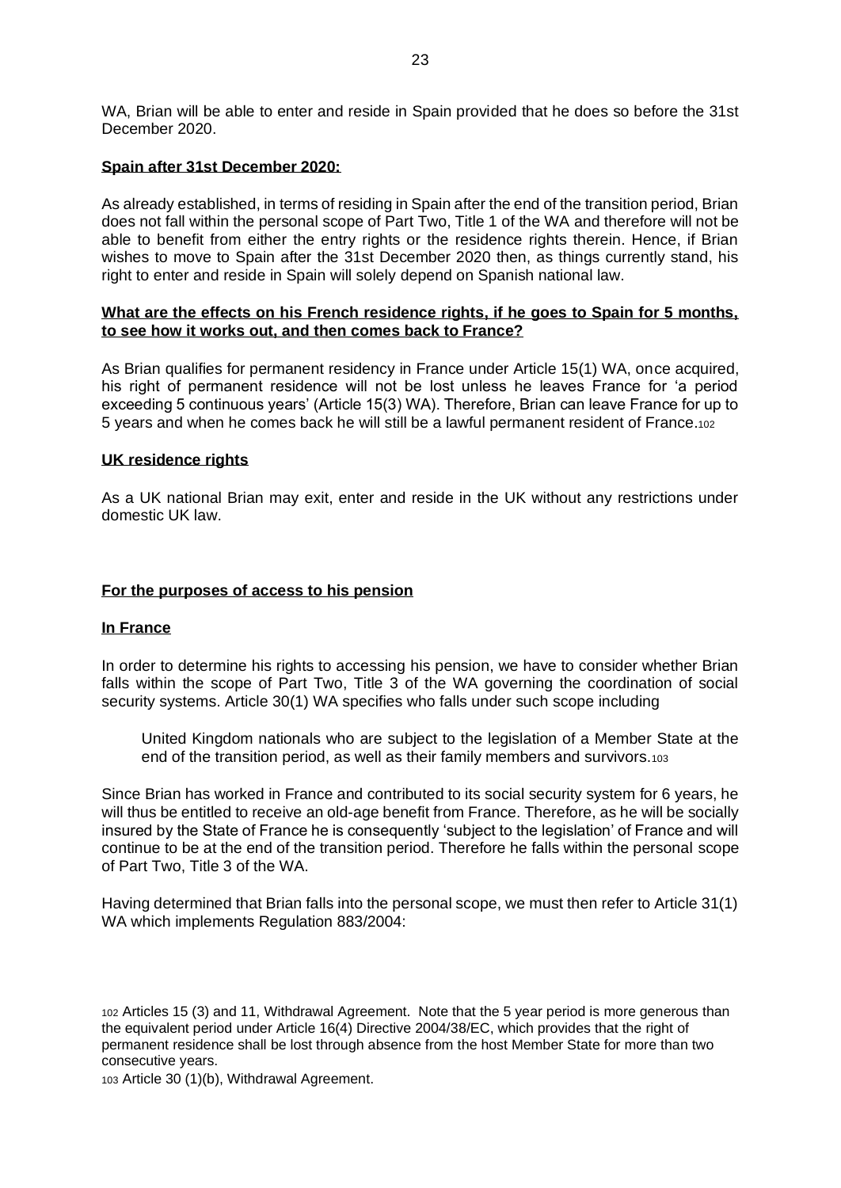WA, Brian will be able to enter and reside in Spain provided that he does so before the 31st December 2020.

**Spain after 31st December 2020:**

As already established, in terms of residing in Spain after the end of the transition period, Brian does not fall within the personal scope of Part Two, Title 1 of the WA and therefore will not be able to benefit from either the entry rights or the residence rights therein. Hence, if Brian wishes to move to Spain after the 31st December 2020 then, as things currently stand, his right to enter and reside in Spain will solely depend on Spanish national law.

**What are the effects on his French residence rights, if he goes to Spain for 5 months, to see how it works out, and then comes back to France?**

As Brian qualifies for permanent residency in France under Article 15(1) WA, once acquired, his right of permanent residence will not be lost unless he leaves France for 'a period exceeding 5 continuous years' (Article 15(3) WA). Therefore, Brian can leave France for up to 5 years and when he comes back he will still be a lawful permanent resident of France.[102]

**UK residence rights**

As a UK national Brian may exit, enter and reside in the UK without any restrictions under domestic UK law.

**For the purposes of access to his pension**

**In France**

In order to determine his rights to accessing his pension, we have to consider whether Brian falls within the scope of Part Two, Title 3 of the WA governing the coordination of social security systems. Article 30(1) WA specifies who falls under such scope including

> United Kingdom nationals who are subject to the legislation of a Member State at the end of the transition period, as well as their family members and survivors.[103]

Since Brian has worked in France and contributed to its social security system for 6 years, he will thus be entitled to receive an old-age benefit from France. Therefore, as he will be socially insured by the State of France he is consequently 'subject to the legislation' of France and will continue to be at the end of the transition period. Therefore he falls within the personal scope of Part Two, Title 3 of the WA.

Having determined that Brian falls into the personal scope, we must then refer to Article 31(1) WA which implements Regulation 883/2004:

[102] Articles 15 (3) and 11, Withdrawal Agreement. Note that the 5 year period is more generous than the equivalent period under Article 16(4) Directive 2004/38/EC, which provides that the right of permanent residence shall be lost through absence from the host Member State for more than two consecutive years.

[103] Article 30 (1)(b), Withdrawal Agreement.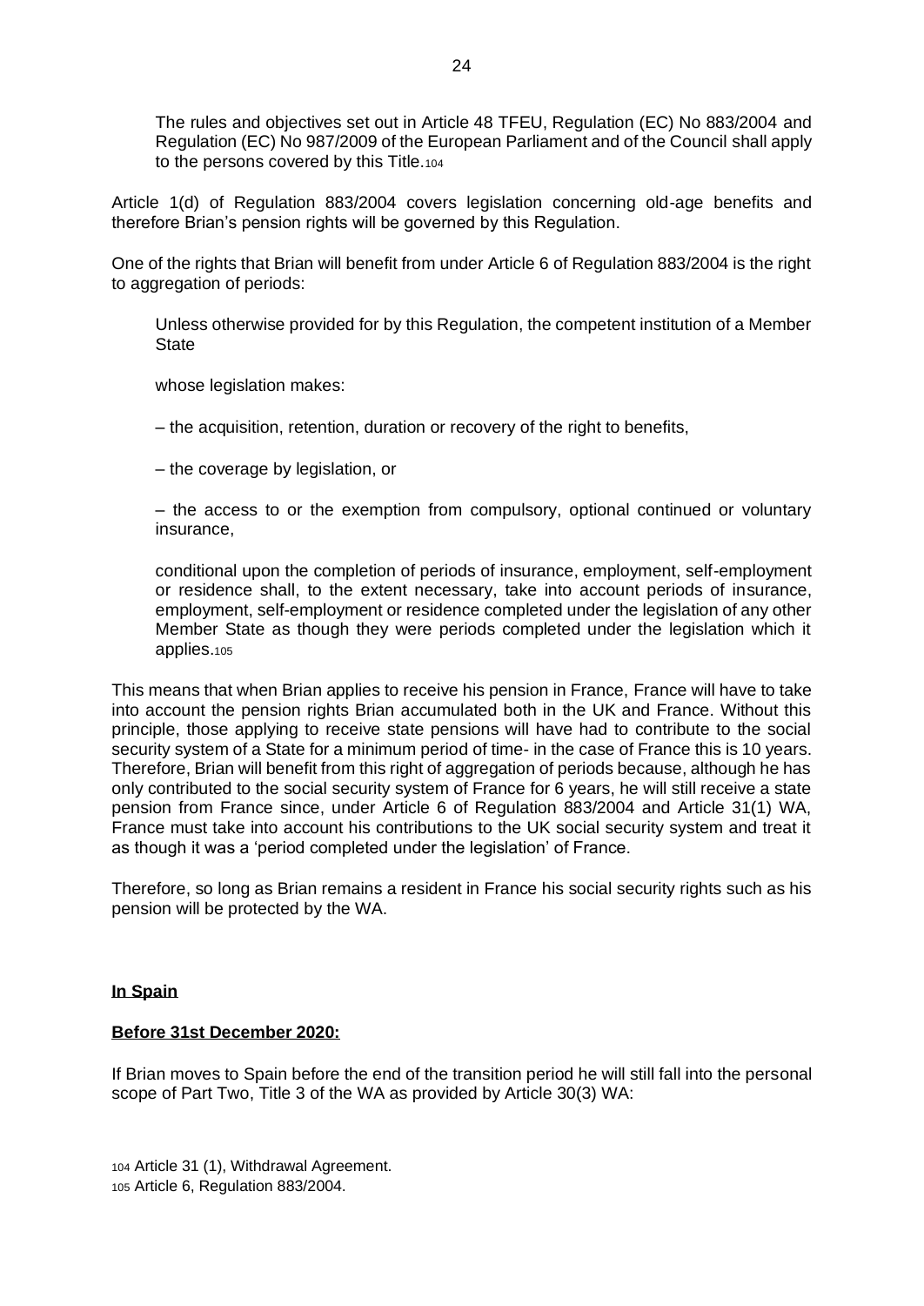> The rules and objectives set out in Article 48 TFEU, Regulation (EC) No 883/2004 and Regulation (EC) No 987/2009 of the European Parliament and of the Council shall apply to the persons covered by this Title.[104]

Article 1(d) of Regulation 883/2004 covers legislation concerning old-age benefits and therefore Brian's pension rights will be governed by this Regulation.

One of the rights that Brian will benefit from under Article 6 of Regulation 883/2004 is the right to aggregation of periods:

> Unless otherwise provided for by this Regulation, the competent institution of a Member State
>
> whose legislation makes:
>
> – the acquisition, retention, duration or recovery of the right to benefits,
>
> – the coverage by legislation, or
>
> – the access to or the exemption from compulsory, optional continued or voluntary insurance,
>
> conditional upon the completion of periods of insurance, employment, self-employment or residence shall, to the extent necessary, take into account periods of insurance, employment, self-employment or residence completed under the legislation of any other Member State as though they were periods completed under the legislation which it applies.[105]

This means that when Brian applies to receive his pension in France, France will have to take into account the pension rights Brian accumulated both in the UK and France. Without this principle, those applying to receive state pensions will have had to contribute to the social security system of a State for a minimum period of time- in the case of France this is 10 years. Therefore, Brian will benefit from this right of aggregation of periods because, although he has only contributed to the social security system of France for 6 years, he will still receive a state pension from France since, under Article 6 of Regulation 883/2004 and Article 31(1) WA, France must take into account his contributions to the UK social security system and treat it as though it was a 'period completed under the legislation' of France.

Therefore, so long as Brian remains a resident in France his social security rights such as his pension will be protected by the WA.

**In Spain**

**Before 31st December 2020:**

If Brian moves to Spain before the end of the transition period he will still fall into the personal scope of Part Two, Title 3 of the WA as provided by Article 30(3) WA:

[104] Article 31 (1), Withdrawal Agreement.
[105] Article 6, Regulation 883/2004.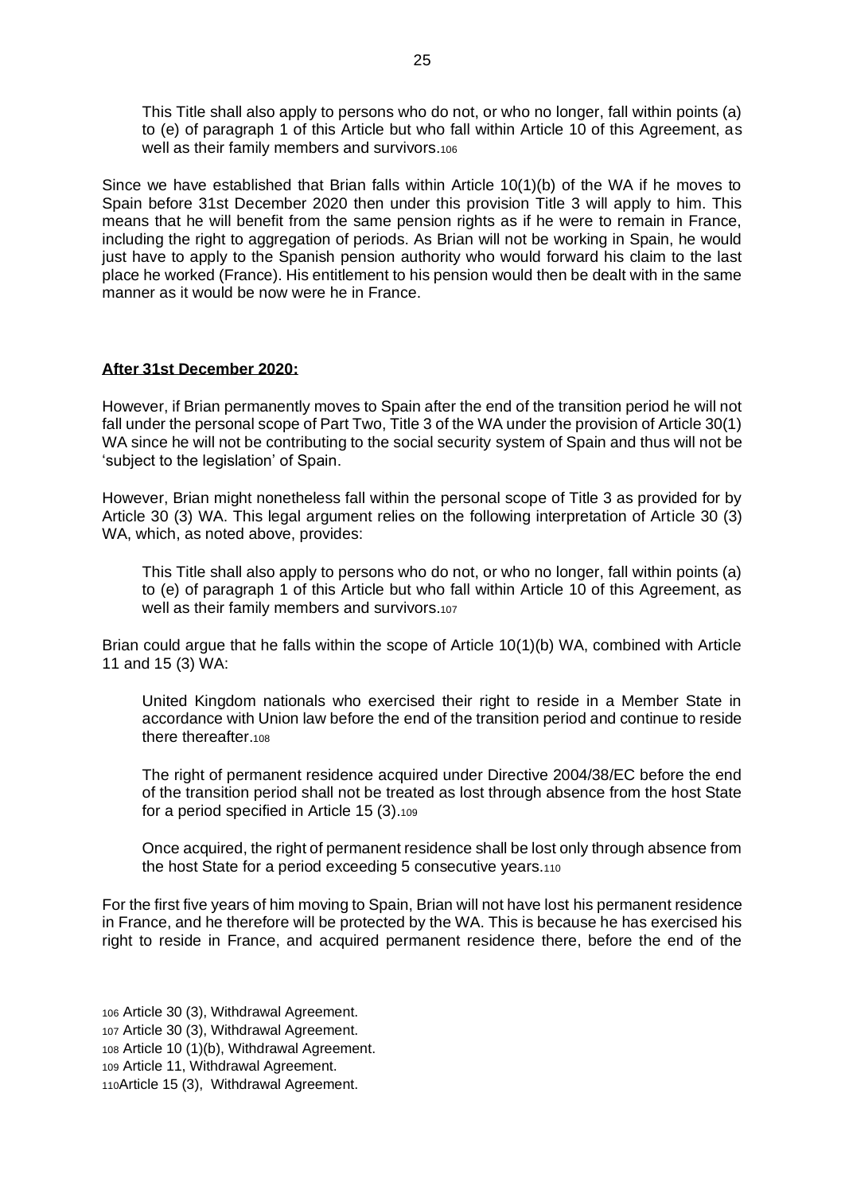> This Title shall also apply to persons who do not, or who no longer, fall within points (a) to (e) of paragraph 1 of this Article but who fall within Article 10 of this Agreement, as well as their family members and survivors.[106]

Since we have established that Brian falls within Article 10(1)(b) of the WA if he moves to Spain before 31st December 2020 then under this provision Title 3 will apply to him. This means that he will benefit from the same pension rights as if he were to remain in France, including the right to aggregation of periods. As Brian will not be working in Spain, he would just have to apply to the Spanish pension authority who would forward his claim to the last place he worked (France). His entitlement to his pension would then be dealt with in the same manner as it would be now were he in France.

**After 31st December 2020:**

However, if Brian permanently moves to Spain after the end of the transition period he will not fall under the personal scope of Part Two, Title 3 of the WA under the provision of Article 30(1) WA since he will not be contributing to the social security system of Spain and thus will not be 'subject to the legislation' of Spain.

However, Brian might nonetheless fall within the personal scope of Title 3 as provided for by Article 30 (3) WA. This legal argument relies on the following interpretation of Article 30 (3) WA, which, as noted above, provides:

> This Title shall also apply to persons who do not, or who no longer, fall within points (a) to (e) of paragraph 1 of this Article but who fall within Article 10 of this Agreement, as well as their family members and survivors.[107]

Brian could argue that he falls within the scope of Article 10(1)(b) WA, combined with Article 11 and 15 (3) WA:

> United Kingdom nationals who exercised their right to reside in a Member State in accordance with Union law before the end of the transition period and continue to reside there thereafter.[108]
>
> The right of permanent residence acquired under Directive 2004/38/EC before the end of the transition period shall not be treated as lost through absence from the host State for a period specified in Article 15 (3).[109]
>
> Once acquired, the right of permanent residence shall be lost only through absence from the host State for a period exceeding 5 consecutive years.[110]

For the first five years of him moving to Spain, Brian will not have lost his permanent residence in France, and he therefore will be protected by the WA. This is because he has exercised his right to reside in France, and acquired permanent residence there, before the end of the

[106] Article 30 (3), Withdrawal Agreement.
[107] Article 30 (3), Withdrawal Agreement.
[108] Article 10 (1)(b), Withdrawal Agreement.
[109] Article 11, Withdrawal Agreement.
[110] Article 15 (3), Withdrawal Agreement.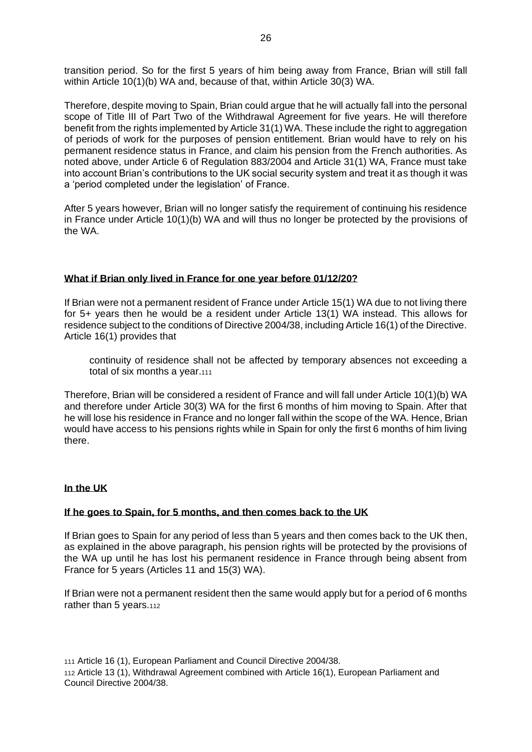transition period. So for the first 5 years of him being away from France, Brian will still fall within Article 10(1)(b) WA and, because of that, within Article 30(3) WA.

Therefore, despite moving to Spain, Brian could argue that he will actually fall into the personal scope of Title III of Part Two of the Withdrawal Agreement for five years. He will therefore benefit from the rights implemented by Article 31(1) WA. These include the right to aggregation of periods of work for the purposes of pension entitlement. Brian would have to rely on his permanent residence status in France, and claim his pension from the French authorities. As noted above, under Article 6 of Regulation 883/2004 and Article 31(1) WA, France must take into account Brian's contributions to the UK social security system and treat it as though it was a 'period completed under the legislation' of France.

After 5 years however, Brian will no longer satisfy the requirement of continuing his residence in France under Article 10(1)(b) WA and will thus no longer be protected by the provisions of the WA.

**What if Brian only lived in France for one year before 01/12/20?**

If Brian were not a permanent resident of France under Article 15(1) WA due to not living there for 5+ years then he would be a resident under Article 13(1) WA instead. This allows for residence subject to the conditions of Directive 2004/38, including Article 16(1) of the Directive. Article 16(1) provides that

> continuity of residence shall not be affected by temporary absences not exceeding a total of six months a year.[111]

Therefore, Brian will be considered a resident of France and will fall under Article 10(1)(b) WA and therefore under Article 30(3) WA for the first 6 months of him moving to Spain. After that he will lose his residence in France and no longer fall within the scope of the WA. Hence, Brian would have access to his pensions rights while in Spain for only the first 6 months of him living there.

**In the UK**

**If he goes to Spain, for 5 months, and then comes back to the UK**

If Brian goes to Spain for any period of less than 5 years and then comes back to the UK then, as explained in the above paragraph, his pension rights will be protected by the provisions of the WA up until he has lost his permanent residence in France through being absent from France for 5 years (Articles 11 and 15(3) WA).

If Brian were not a permanent resident then the same would apply but for a period of 6 months rather than 5 years.[112]

[111] Article 16 (1), European Parliament and Council Directive 2004/38.

[112] Article 13 (1), Withdrawal Agreement combined with Article 16(1), European Parliament and Council Directive 2004/38.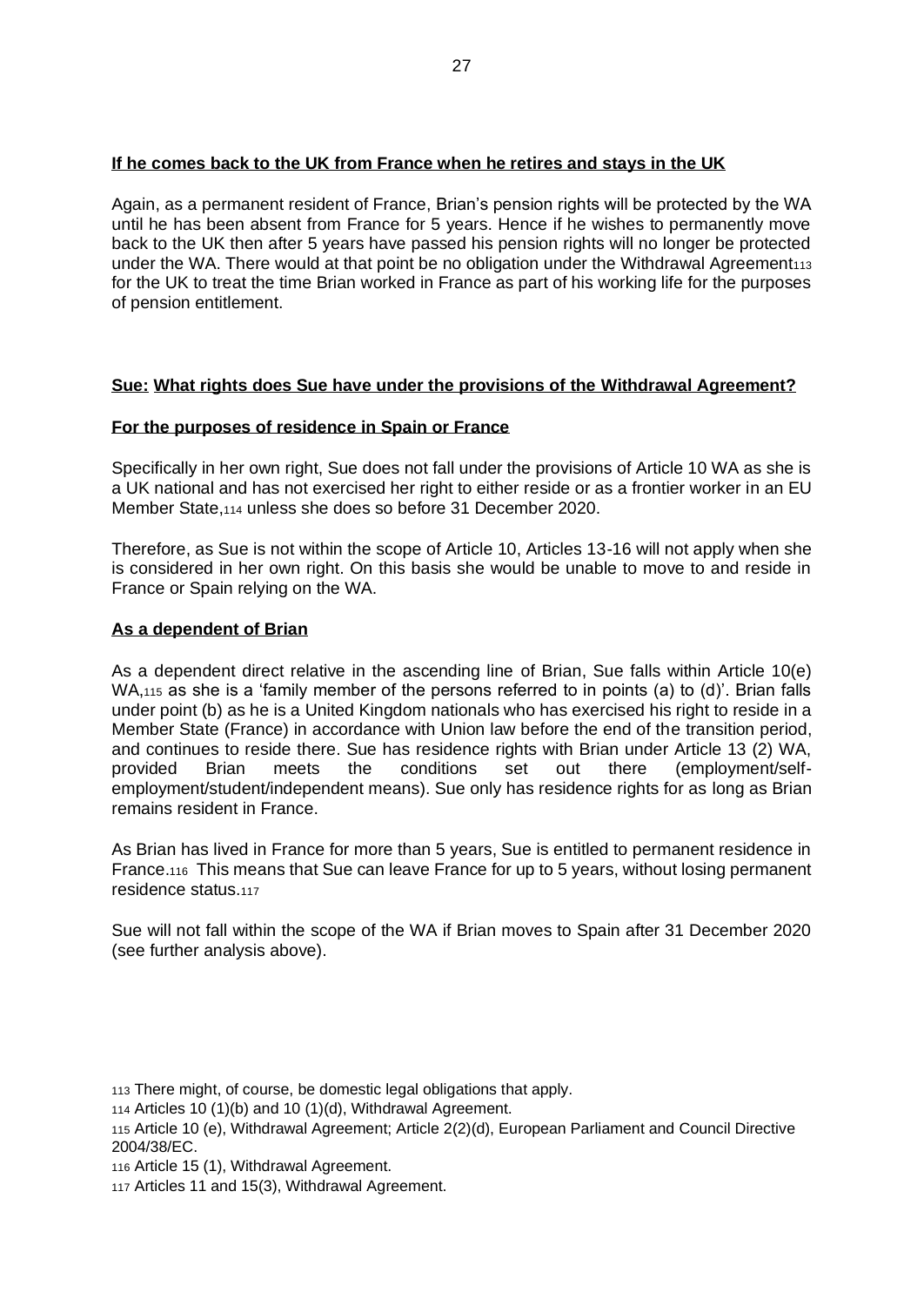**If he comes back to the UK from France when he retires and stays in the UK**

Again, as a permanent resident of France, Brian's pension rights will be protected by the WA until he has been absent from France for 5 years. Hence if he wishes to permanently move back to the UK then after 5 years have passed his pension rights will no longer be protected under the WA. There would at that point be no obligation under the Withdrawal Agreement[113] for the UK to treat the time Brian worked in France as part of his working life for the purposes of pension entitlement.

**Sue: What rights does Sue have under the provisions of the Withdrawal Agreement?**

**For the purposes of residence in Spain or France**

Specifically in her own right, Sue does not fall under the provisions of Article 10 WA as she is a UK national and has not exercised her right to either reside or as a frontier worker in an EU Member State,[114] unless she does so before 31 December 2020.

Therefore, as Sue is not within the scope of Article 10, Articles 13-16 will not apply when she is considered in her own right. On this basis she would be unable to move to and reside in France or Spain relying on the WA.

**As a dependent of Brian**

As a dependent direct relative in the ascending line of Brian, Sue falls within Article 10(e) WA,[115] as she is a 'family member of the persons referred to in points (a) to (d)'. Brian falls under point (b) as he is a United Kingdom nationals who has exercised his right to reside in a Member State (France) in accordance with Union law before the end of the transition period, and continues to reside there. Sue has residence rights with Brian under Article 13 (2) WA, provided Brian meets the conditions set out there (employment/self-employment/student/independent means). Sue only has residence rights for as long as Brian remains resident in France.

As Brian has lived in France for more than 5 years, Sue is entitled to permanent residence in France.[116] This means that Sue can leave France for up to 5 years, without losing permanent residence status.[117]

Sue will not fall within the scope of the WA if Brian moves to Spain after 31 December 2020 (see further analysis above).

[113] There might, of course, be domestic legal obligations that apply.

[114] Articles 10 (1)(b) and 10 (1)(d), Withdrawal Agreement.

[115] Article 10 (e), Withdrawal Agreement; Article 2(2)(d), European Parliament and Council Directive 2004/38/EC.

[116] Article 15 (1), Withdrawal Agreement.

[117] Articles 11 and 15(3), Withdrawal Agreement.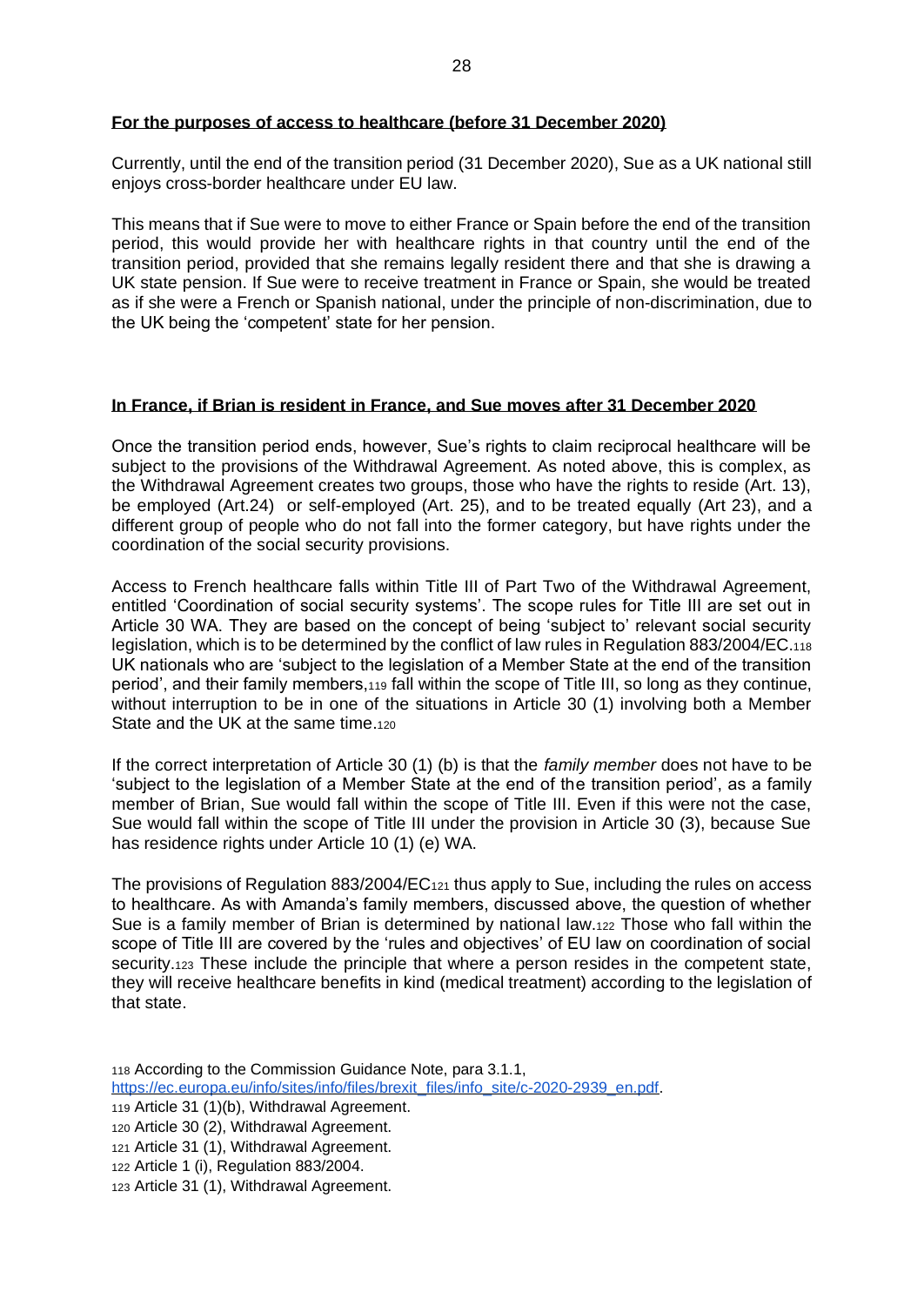**For the purposes of access to healthcare (before 31 December 2020)**

Currently, until the end of the transition period (31 December 2020), Sue as a UK national still enjoys cross-border healthcare under EU law.

This means that if Sue were to move to either France or Spain before the end of the transition period, this would provide her with healthcare rights in that country until the end of the transition period, provided that she remains legally resident there and that she is drawing a UK state pension. If Sue were to receive treatment in France or Spain, she would be treated as if she were a French or Spanish national, under the principle of non-discrimination, due to the UK being the 'competent' state for her pension.

**In France, if Brian is resident in France, and Sue moves after 31 December 2020**

Once the transition period ends, however, Sue's rights to claim reciprocal healthcare will be subject to the provisions of the Withdrawal Agreement. As noted above, this is complex, as the Withdrawal Agreement creates two groups, those who have the rights to reside (Art. 13), be employed (Art.24) or self-employed (Art. 25), and to be treated equally (Art 23), and a different group of people who do not fall into the former category, but have rights under the coordination of the social security provisions.

Access to French healthcare falls within Title III of Part Two of the Withdrawal Agreement, entitled 'Coordination of social security systems'. The scope rules for Title III are set out in Article 30 WA. They are based on the concept of being 'subject to' relevant social security legislation, which is to be determined by the conflict of law rules in Regulation 883/2004/EC.[118] UK nationals who are 'subject to the legislation of a Member State at the end of the transition period', and their family members,[119] fall within the scope of Title III, so long as they continue, without interruption to be in one of the situations in Article 30 (1) involving both a Member State and the UK at the same time.[120]

If the correct interpretation of Article 30 (1) (b) is that the *family member* does not have to be 'subject to the legislation of a Member State at the end of the transition period', as a family member of Brian, Sue would fall within the scope of Title III. Even if this were not the case, Sue would fall within the scope of Title III under the provision in Article 30 (3), because Sue has residence rights under Article 10 (1) (e) WA.

The provisions of Regulation 883/2004/EC[121] thus apply to Sue, including the rules on access to healthcare. As with Amanda's family members, discussed above, the question of whether Sue is a family member of Brian is determined by national law.[122] Those who fall within the scope of Title III are covered by the 'rules and objectives' of EU law on coordination of social security.[123] These include the principle that where a person resides in the competent state, they will receive healthcare benefits in kind (medical treatment) according to the legislation of that state.

[118] According to the Commission Guidance Note, para 3.1.1, https://ec.europa.eu/info/sites/info/files/brexit_files/info_site/c-2020-2939_en.pdf.

[119] Article 31 (1)(b), Withdrawal Agreement.

[120] Article 30 (2), Withdrawal Agreement.

[121] Article 31 (1), Withdrawal Agreement.

[122] Article 1 (i), Regulation 883/2004.

[123] Article 31 (1), Withdrawal Agreement.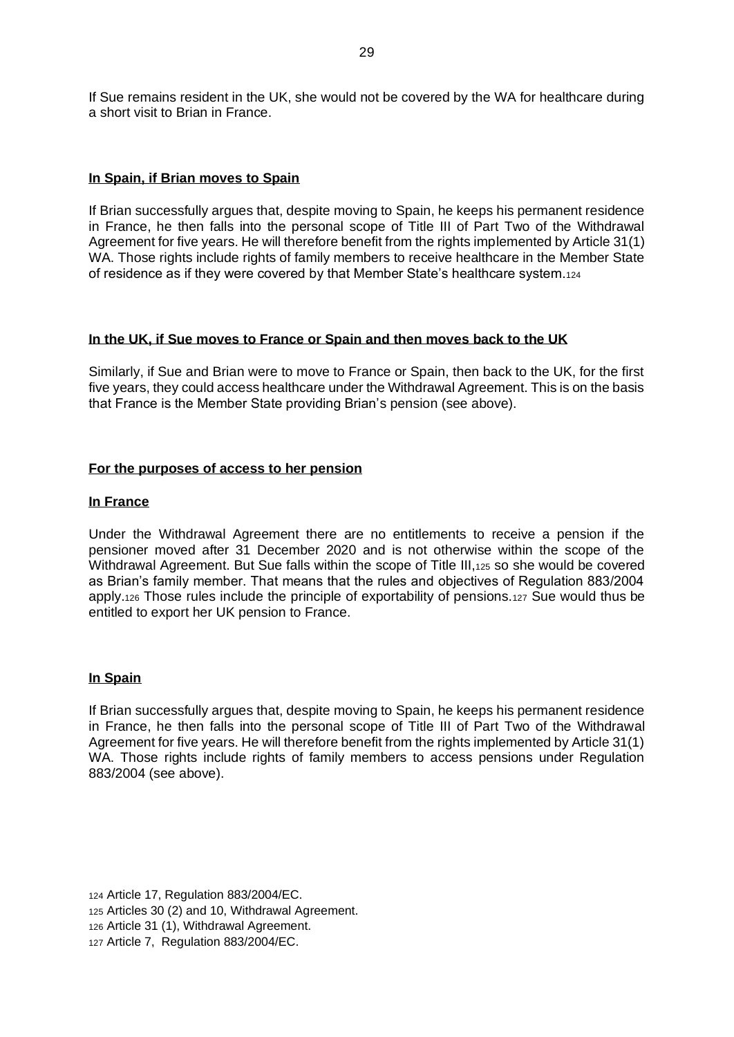If Sue remains resident in the UK, she would not be covered by the WA for healthcare during a short visit to Brian in France.

**In Spain, if Brian moves to Spain**

If Brian successfully argues that, despite moving to Spain, he keeps his permanent residence in France, he then falls into the personal scope of Title III of Part Two of the Withdrawal Agreement for five years. He will therefore benefit from the rights implemented by Article 31(1) WA. Those rights include rights of family members to receive healthcare in the Member State of residence as if they were covered by that Member State's healthcare system.[124]

**In the UK, if Sue moves to France or Spain and then moves back to the UK**

Similarly, if Sue and Brian were to move to France or Spain, then back to the UK, for the first five years, they could access healthcare under the Withdrawal Agreement. This is on the basis that France is the Member State providing Brian's pension (see above).

**For the purposes of access to her pension**

**In France**

Under the Withdrawal Agreement there are no entitlements to receive a pension if the pensioner moved after 31 December 2020 and is not otherwise within the scope of the Withdrawal Agreement. But Sue falls within the scope of Title III,[125] so she would be covered as Brian's family member. That means that the rules and objectives of Regulation 883/2004 apply.[126] Those rules include the principle of exportability of pensions.[127] Sue would thus be entitled to export her UK pension to France.

**In Spain**

If Brian successfully argues that, despite moving to Spain, he keeps his permanent residence in France, he then falls into the personal scope of Title III of Part Two of the Withdrawal Agreement for five years. He will therefore benefit from the rights implemented by Article 31(1) WA. Those rights include rights of family members to access pensions under Regulation 883/2004 (see above).

[124] Article 17, Regulation 883/2004/EC.
[125] Articles 30 (2) and 10, Withdrawal Agreement.
[126] Article 31 (1), Withdrawal Agreement.
[127] Article 7, Regulation 883/2004/EC.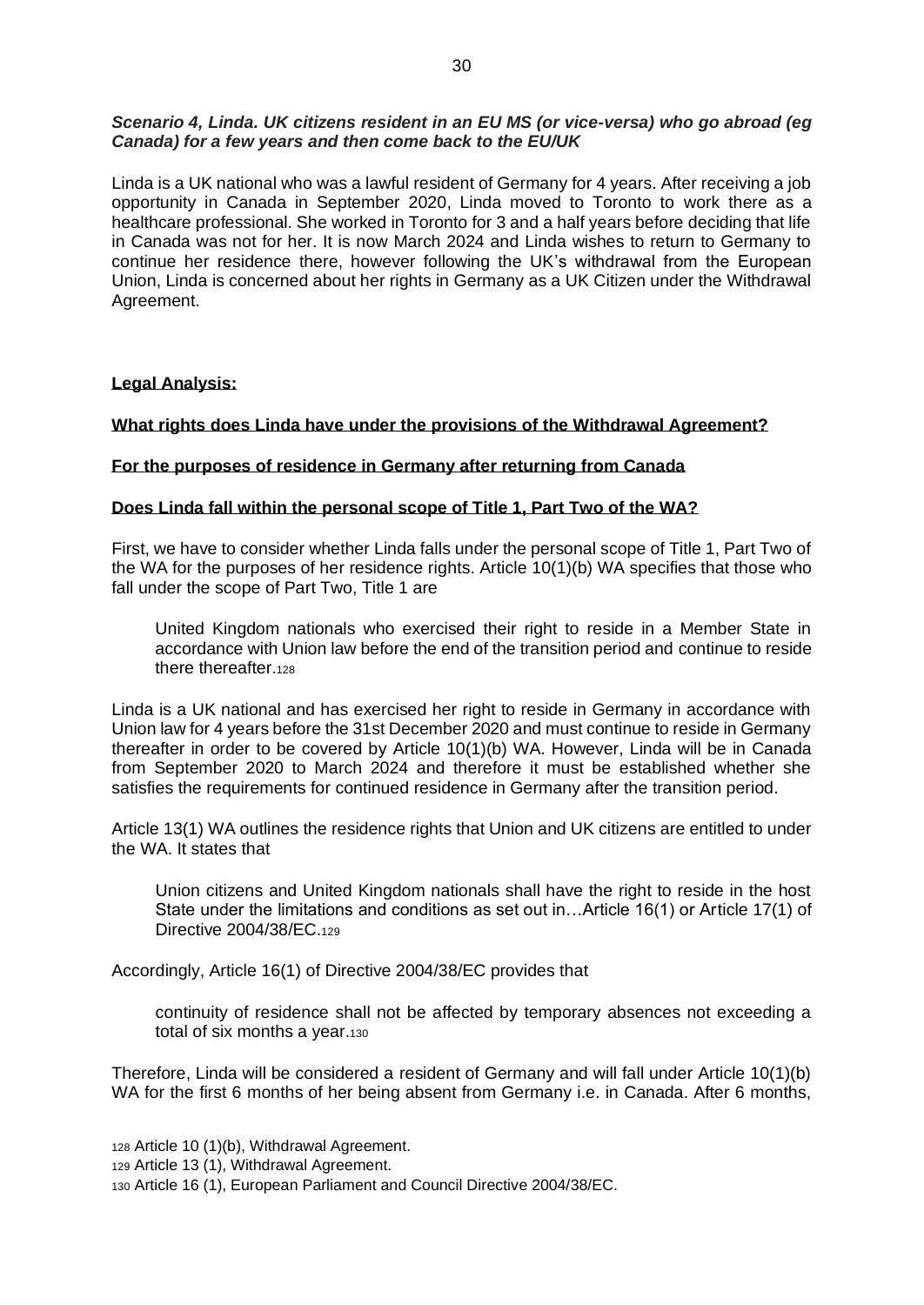***Scenario 4, Linda. UK citizens resident in an EU MS (or vice-versa) who go abroad (eg Canada) for a few years and then come back to the EU/UK***

Linda is a UK national who was a lawful resident of Germany for 4 years. After receiving a job opportunity in Canada in September 2020, Linda moved to Toronto to work there as a healthcare professional. She worked in Toronto for 3 and a half years before deciding that life in Canada was not for her. It is now March 2024 and Linda wishes to return to Germany to continue her residence there, however following the UK's withdrawal from the European Union, Linda is concerned about her rights in Germany as a UK Citizen under the Withdrawal Agreement.

**Legal Analysis:**

**What rights does Linda have under the provisions of the Withdrawal Agreement?**

**For the purposes of residence in Germany after returning from Canada**

**Does Linda fall within the personal scope of Title 1, Part Two of the WA?**

First, we have to consider whether Linda falls under the personal scope of Title 1, Part Two of the WA for the purposes of her residence rights. Article 10(1)(b) WA specifies that those who fall under the scope of Part Two, Title 1 are

> United Kingdom nationals who exercised their right to reside in a Member State in accordance with Union law before the end of the transition period and continue to reside there thereafter.[128]

Linda is a UK national and has exercised her right to reside in Germany in accordance with Union law for 4 years before the 31st December 2020 and must continue to reside in Germany thereafter in order to be covered by Article 10(1)(b) WA. However, Linda will be in Canada from September 2020 to March 2024 and therefore it must be established whether she satisfies the requirements for continued residence in Germany after the transition period.

Article 13(1) WA outlines the residence rights that Union and UK citizens are entitled to under the WA. It states that

> Union citizens and United Kingdom nationals shall have the right to reside in the host State under the limitations and conditions as set out in…Article 16(1) or Article 17(1) of Directive 2004/38/EC.[129]

Accordingly, Article 16(1) of Directive 2004/38/EC provides that

> continuity of residence shall not be affected by temporary absences not exceeding a total of six months a year.[130]

Therefore, Linda will be considered a resident of Germany and will fall under Article 10(1)(b) WA for the first 6 months of her being absent from Germany i.e. in Canada. After 6 months,

[128] Article 10 (1)(b), Withdrawal Agreement.

[129] Article 13 (1), Withdrawal Agreement.

[130] Article 16 (1), European Parliament and Council Directive 2004/38/EC.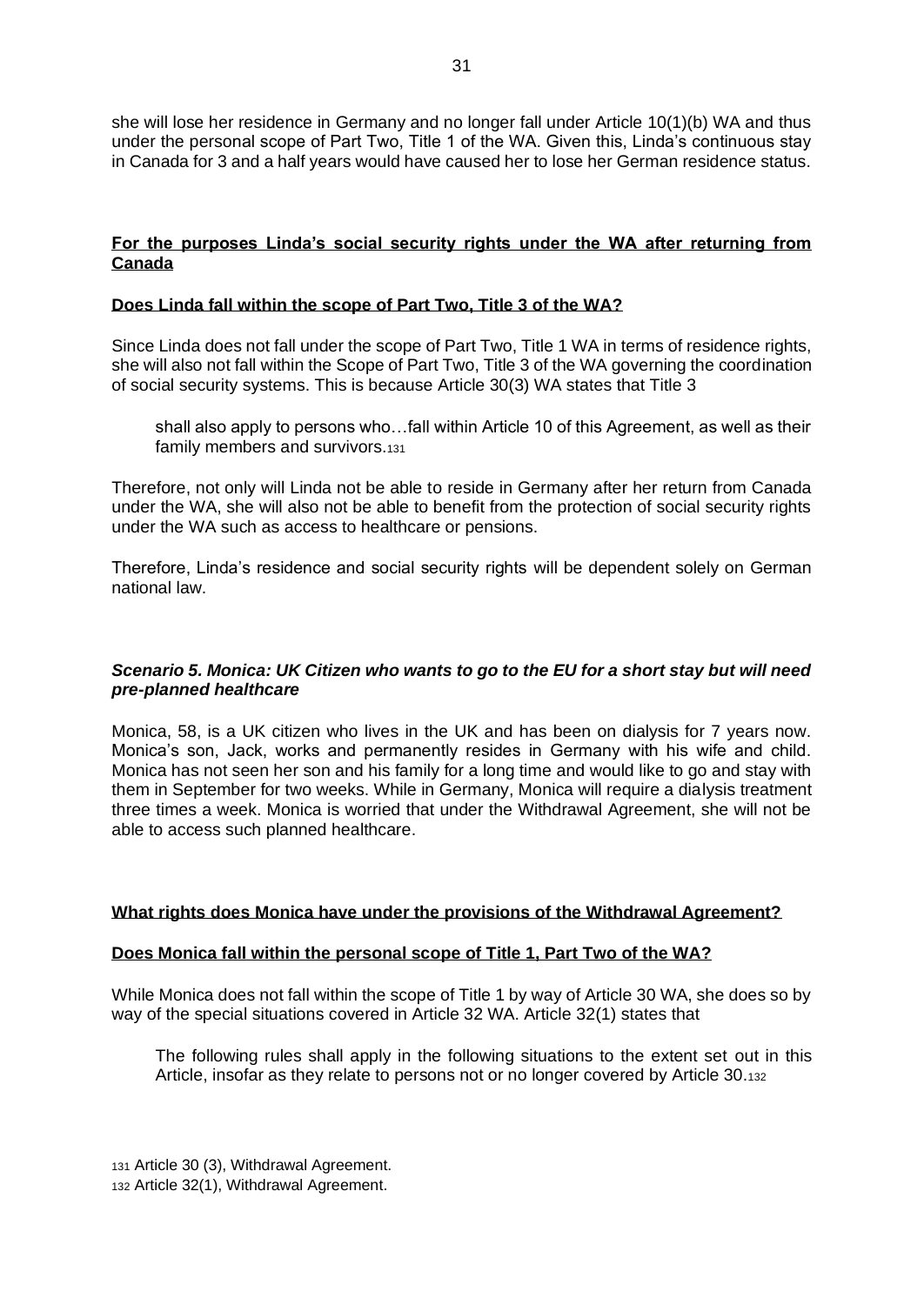she will lose her residence in Germany and no longer fall under Article 10(1)(b) WA and thus under the personal scope of Part Two, Title 1 of the WA. Given this, Linda's continuous stay in Canada for 3 and a half years would have caused her to lose her German residence status.

**For the purposes Linda's social security rights under the WA after returning from Canada**

**Does Linda fall within the scope of Part Two, Title 3 of the WA?**

Since Linda does not fall under the scope of Part Two, Title 1 WA in terms of residence rights, she will also not fall within the Scope of Part Two, Title 3 of the WA governing the coordination of social security systems. This is because Article 30(3) WA states that Title 3

> shall also apply to persons who…fall within Article 10 of this Agreement, as well as their family members and survivors.[131]

Therefore, not only will Linda not be able to reside in Germany after her return from Canada under the WA, she will also not be able to benefit from the protection of social security rights under the WA such as access to healthcare or pensions.

Therefore, Linda's residence and social security rights will be dependent solely on German national law.

***Scenario 5. Monica: UK Citizen who wants to go to the EU for a short stay but will need pre-planned healthcare***

Monica, 58, is a UK citizen who lives in the UK and has been on dialysis for 7 years now. Monica's son, Jack, works and permanently resides in Germany with his wife and child. Monica has not seen her son and his family for a long time and would like to go and stay with them in September for two weeks. While in Germany, Monica will require a dialysis treatment three times a week. Monica is worried that under the Withdrawal Agreement, she will not be able to access such planned healthcare.

**What rights does Monica have under the provisions of the Withdrawal Agreement?**

**Does Monica fall within the personal scope of Title 1, Part Two of the WA?**

While Monica does not fall within the scope of Title 1 by way of Article 30 WA, she does so by way of the special situations covered in Article 32 WA. Article 32(1) states that

> The following rules shall apply in the following situations to the extent set out in this Article, insofar as they relate to persons not or no longer covered by Article 30.[132]

[131] Article 30 (3), Withdrawal Agreement.
[132] Article 32(1), Withdrawal Agreement.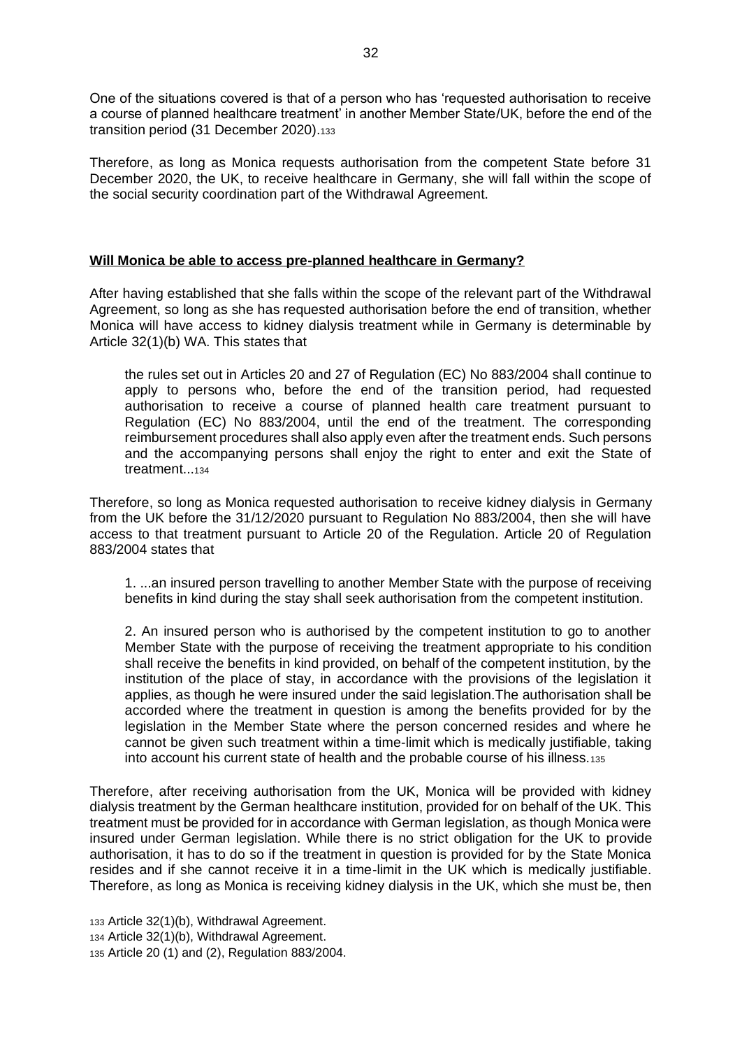One of the situations covered is that of a person who has 'requested authorisation to receive a course of planned healthcare treatment' in another Member State/UK, before the end of the transition period (31 December 2020).[133]

Therefore, as long as Monica requests authorisation from the competent State before 31 December 2020, the UK, to receive healthcare in Germany, she will fall within the scope of the social security coordination part of the Withdrawal Agreement.

**Will Monica be able to access pre-planned healthcare in Germany?**

After having established that she falls within the scope of the relevant part of the Withdrawal Agreement, so long as she has requested authorisation before the end of transition, whether Monica will have access to kidney dialysis treatment while in Germany is determinable by Article 32(1)(b) WA. This states that

> the rules set out in Articles 20 and 27 of Regulation (EC) No 883/2004 shall continue to apply to persons who, before the end of the transition period, had requested authorisation to receive a course of planned health care treatment pursuant to Regulation (EC) No 883/2004, until the end of the treatment. The corresponding reimbursement procedures shall also apply even after the treatment ends. Such persons and the accompanying persons shall enjoy the right to enter and exit the State of treatment...[134]

Therefore, so long as Monica requested authorisation to receive kidney dialysis in Germany from the UK before the 31/12/2020 pursuant to Regulation No 883/2004, then she will have access to that treatment pursuant to Article 20 of the Regulation. Article 20 of Regulation 883/2004 states that

> 1. ...an insured person travelling to another Member State with the purpose of receiving benefits in kind during the stay shall seek authorisation from the competent institution.
>
> 2. An insured person who is authorised by the competent institution to go to another Member State with the purpose of receiving the treatment appropriate to his condition shall receive the benefits in kind provided, on behalf of the competent institution, by the institution of the place of stay, in accordance with the provisions of the legislation it applies, as though he were insured under the said legislation.The authorisation shall be accorded where the treatment in question is among the benefits provided for by the legislation in the Member State where the person concerned resides and where he cannot be given such treatment within a time-limit which is medically justifiable, taking into account his current state of health and the probable course of his illness.[135]

Therefore, after receiving authorisation from the UK, Monica will be provided with kidney dialysis treatment by the German healthcare institution, provided for on behalf of the UK. This treatment must be provided for in accordance with German legislation, as though Monica were insured under German legislation. While there is no strict obligation for the UK to provide authorisation, it has to do so if the treatment in question is provided for by the State Monica resides and if she cannot receive it in a time-limit in the UK which is medically justifiable. Therefore, as long as Monica is receiving kidney dialysis in the UK, which she must be, then

---

[133] Article 32(1)(b), Withdrawal Agreement.
[134] Article 32(1)(b), Withdrawal Agreement.
[135] Article 20 (1) and (2), Regulation 883/2004.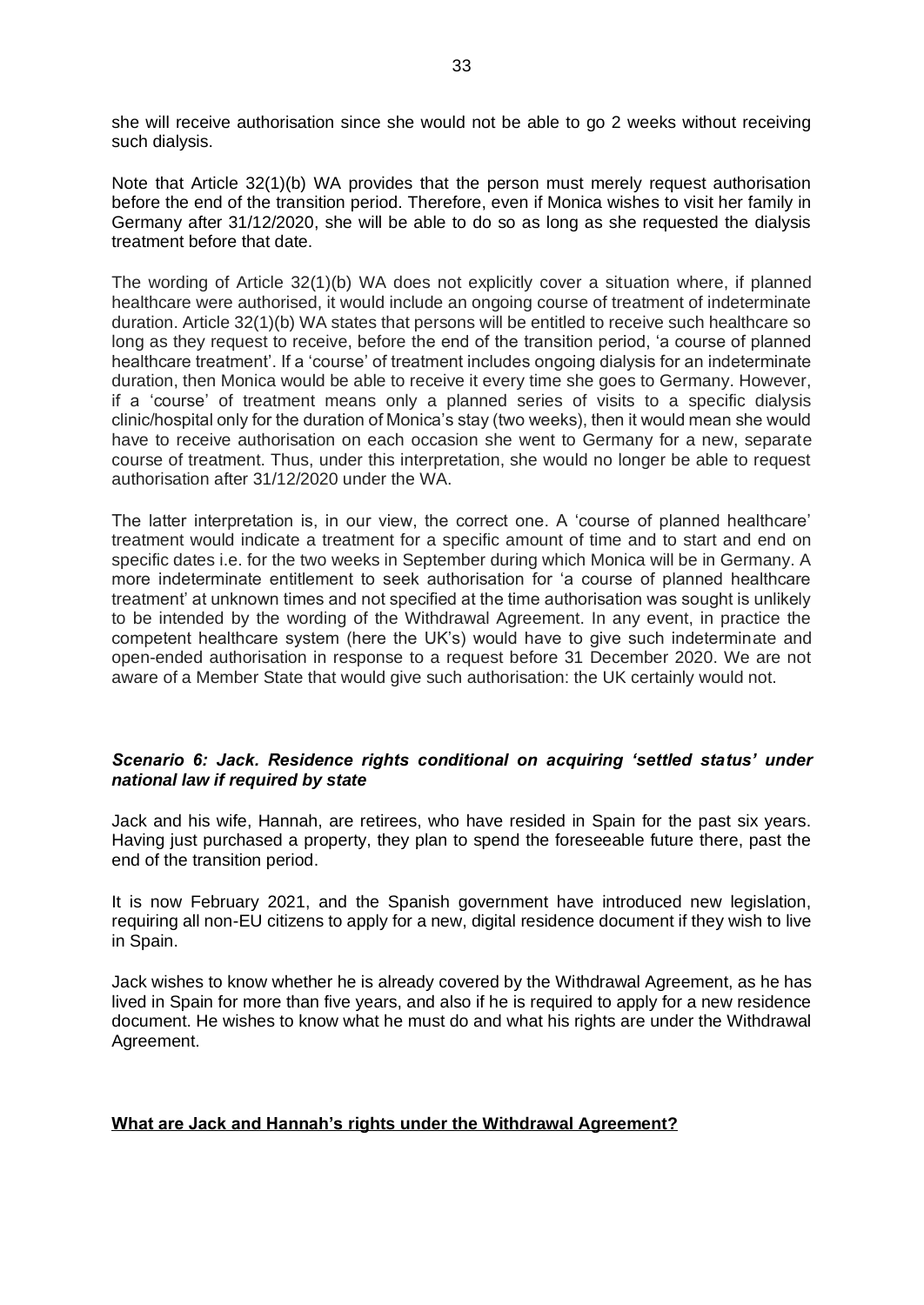she will receive authorisation since she would not be able to go 2 weeks without receiving such dialysis.

Note that Article 32(1)(b) WA provides that the person must merely request authorisation before the end of the transition period. Therefore, even if Monica wishes to visit her family in Germany after 31/12/2020, she will be able to do so as long as she requested the dialysis treatment before that date.

The wording of Article 32(1)(b) WA does not explicitly cover a situation where, if planned healthcare were authorised, it would include an ongoing course of treatment of indeterminate duration. Article 32(1)(b) WA states that persons will be entitled to receive such healthcare so long as they request to receive, before the end of the transition period, 'a course of planned healthcare treatment'. If a 'course' of treatment includes ongoing dialysis for an indeterminate duration, then Monica would be able to receive it every time she goes to Germany. However, if a 'course' of treatment means only a planned series of visits to a specific dialysis clinic/hospital only for the duration of Monica's stay (two weeks), then it would mean she would have to receive authorisation on each occasion she went to Germany for a new, separate course of treatment. Thus, under this interpretation, she would no longer be able to request authorisation after 31/12/2020 under the WA.

The latter interpretation is, in our view, the correct one. A 'course of planned healthcare' treatment would indicate a treatment for a specific amount of time and to start and end on specific dates i.e. for the two weeks in September during which Monica will be in Germany. A more indeterminate entitlement to seek authorisation for 'a course of planned healthcare treatment' at unknown times and not specified at the time authorisation was sought is unlikely to be intended by the wording of the Withdrawal Agreement. In any event, in practice the competent healthcare system (here the UK's) would have to give such indeterminate and open-ended authorisation in response to a request before 31 December 2020. We are not aware of a Member State that would give such authorisation: the UK certainly would not.

### *Scenario 6: Jack. Residence rights conditional on acquiring 'settled status' under national law if required by state*

Jack and his wife, Hannah, are retirees, who have resided in Spain for the past six years. Having just purchased a property, they plan to spend the foreseeable future there, past the end of the transition period.

It is now February 2021, and the Spanish government have introduced new legislation, requiring all non-EU citizens to apply for a new, digital residence document if they wish to live in Spain.

Jack wishes to know whether he is already covered by the Withdrawal Agreement, as he has lived in Spain for more than five years, and also if he is required to apply for a new residence document. He wishes to know what he must do and what his rights are under the Withdrawal Agreement.

#### **<u>What are Jack and Hannah's rights under the Withdrawal Agreement?</u>**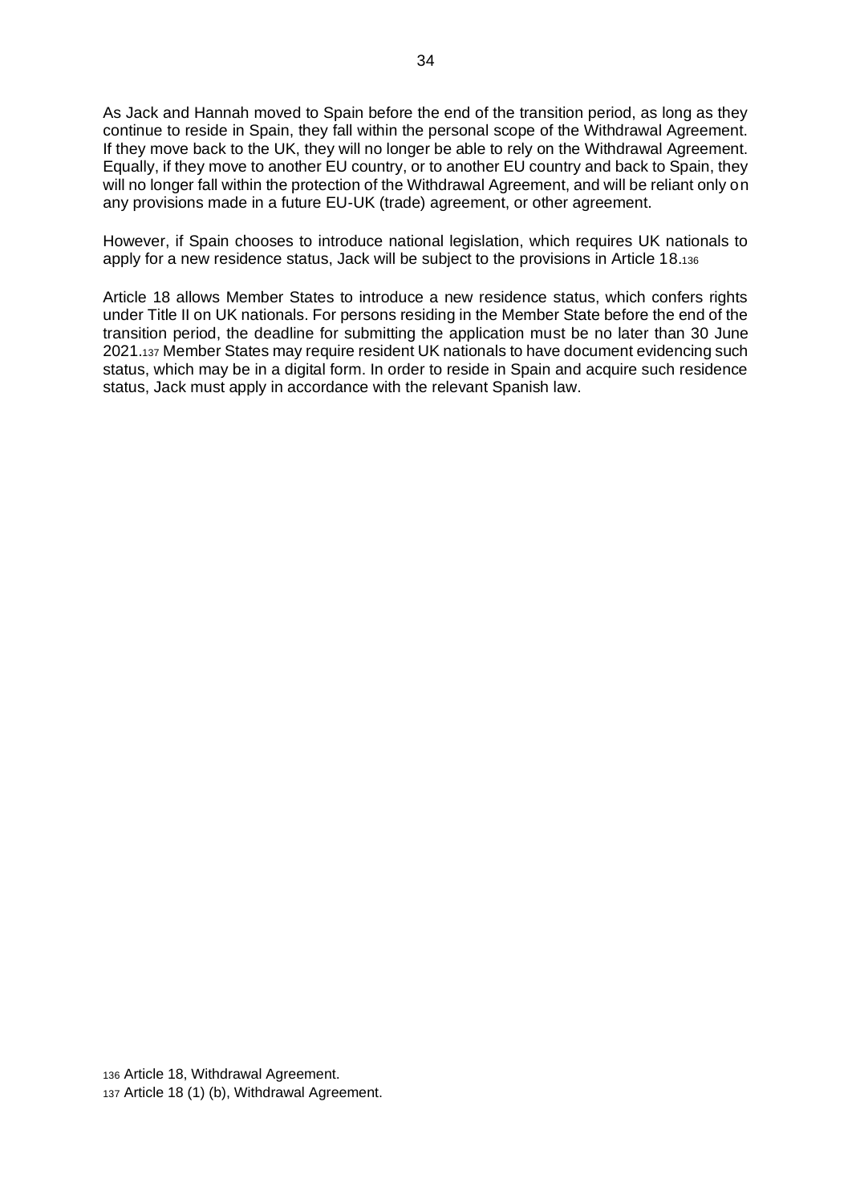As Jack and Hannah moved to Spain before the end of the transition period, as long as they continue to reside in Spain, they fall within the personal scope of the Withdrawal Agreement. If they move back to the UK, they will no longer be able to rely on the Withdrawal Agreement. Equally, if they move to another EU country, or to another EU country and back to Spain, they will no longer fall within the protection of the Withdrawal Agreement, and will be reliant only on any provisions made in a future EU-UK (trade) agreement, or other agreement.

However, if Spain chooses to introduce national legislation, which requires UK nationals to apply for a new residence status, Jack will be subject to the provisions in Article 18.[136]

Article 18 allows Member States to introduce a new residence status, which confers rights under Title II on UK nationals. For persons residing in the Member State before the end of the transition period, the deadline for submitting the application must be no later than 30 June 2021.[137] Member States may require resident UK nationals to have document evidencing such status, which may be in a digital form. In order to reside in Spain and acquire such residence status, Jack must apply in accordance with the relevant Spanish law.

136 Article 18, Withdrawal Agreement.
137 Article 18 (1) (b), Withdrawal Agreement.